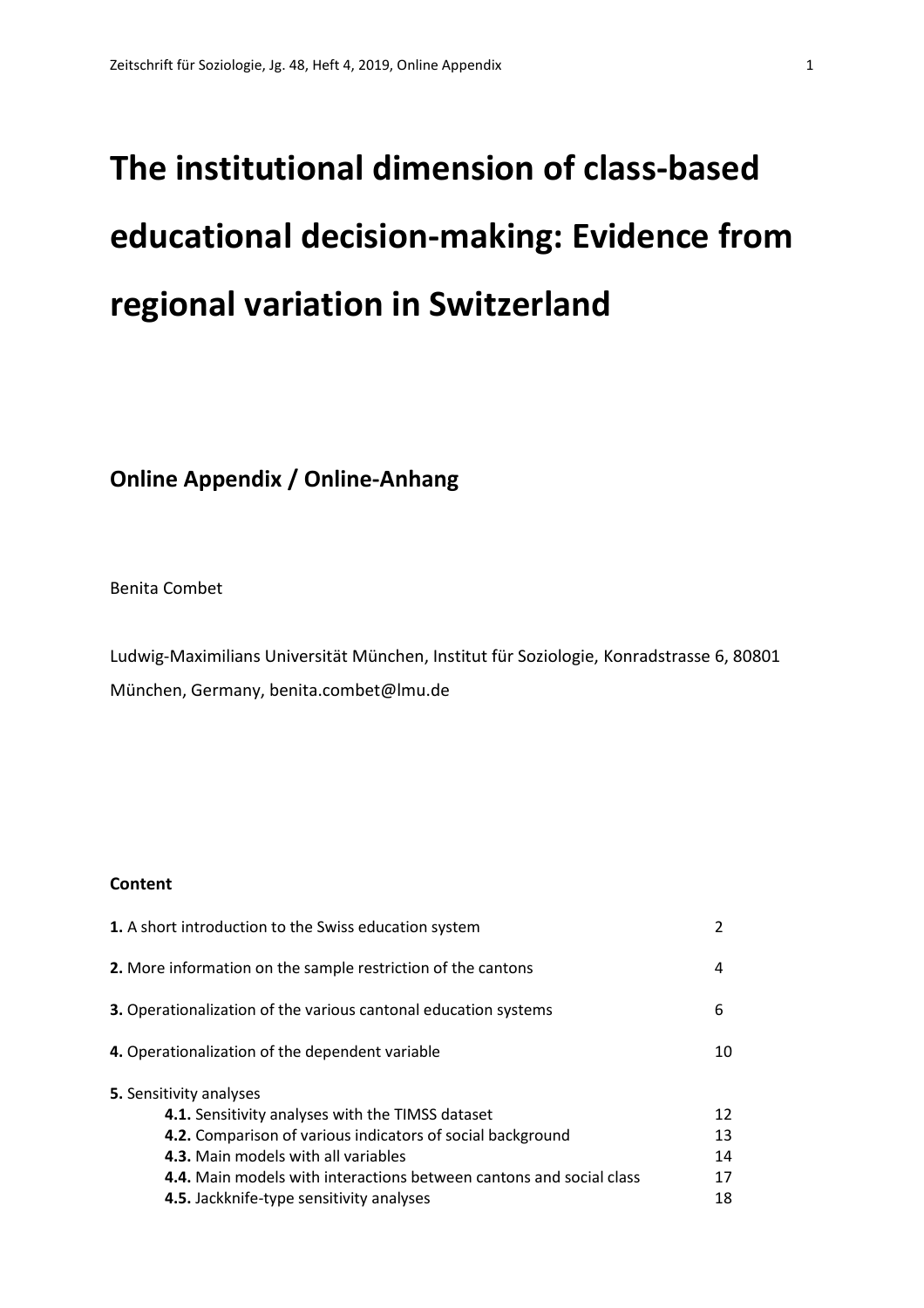# The institutional dimension of class-based educational decision-making: Evidence from regional variation in Switzerland

## Online Appendix / Online-Anhang

Benita Combet

Ludwig-Maximilians Universität München, Institut für Soziologie, Konradstrasse 6, 80801 München, Germany, benita.combet@lmu.de

**Content**

| | |
|---|---|
| **1.** A short introduction to the Swiss education system | 2 |
| **2.** More information on the sample restriction of the cantons | 4 |
| **3.** Operationalization of the various cantonal education systems | 6 |
| **4.** Operationalization of the dependent variable | 10 |
| **5.** Sensitivity analyses | |
| **4.1.** Sensitivity analyses with the TIMSS dataset | 12 |
| **4.2.** Comparison of various indicators of social background | 13 |
| **4.3.** Main models with all variables | 14 |
| **4.4.** Main models with interactions between cantons and social class | 17 |
| **4.5.** Jackknife-type sensitivity analyses | 18 |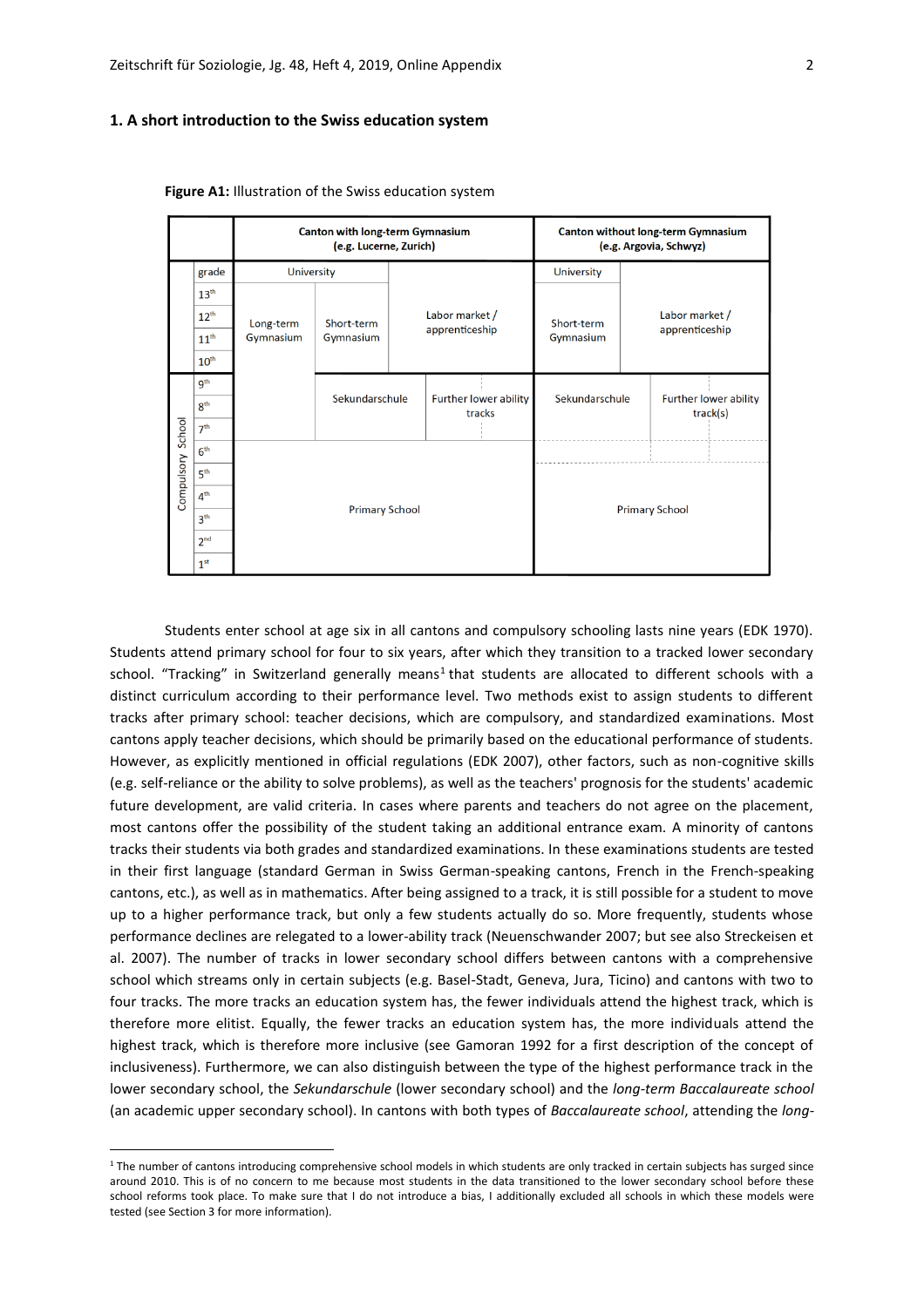## 1. A short introduction to the Swiss education system

**Figure A1:** Illustration of the Swiss education system

| | grade | Canton with long-term Gymnasium (e.g. Lucerne, Zurich) | | | Canton without long-term Gymnasium (e.g. Argovia, Schwyz) | |
|---|---|---|---|---|---|---|
| | 13th | University | | Labor market / apprenticeship | University | Labor market / apprenticeship |
| | 12th | Long-term Gymnasium | Short-term Gymnasium | | Short-term Gymnasium | |
| | 11th | | | | | |
| | 10th | | | | | |
| Compulsory School | 9th | | Sekundarschule | Further lower ability tracks | Sekundarschule | Further lower ability track(s) |
| | 8th | | | | | |
| | 7th | | | | | |
| | 6th | Primary School | | | Primary School | |
| | 5th | | | | | |
| | 4th | | | | | |
| | 3rd | | | | | |
| | 2nd | | | | | |
| | 1st | | | | | |

Students enter school at age six in all cantons and compulsory schooling lasts nine years (EDK 1970). Students attend primary school for four to six years, after which they transition to a tracked lower secondary school. "Tracking" in Switzerland generally means[1] that students are allocated to different schools with a distinct curriculum according to their performance level. Two methods exist to assign students to different tracks after primary school: teacher decisions, which are compulsory, and standardized examinations. Most cantons apply teacher decisions, which should be primarily based on the educational performance of students. However, as explicitly mentioned in official regulations (EDK 2007), other factors, such as non-cognitive skills (e.g. self-reliance or the ability to solve problems), as well as the teachers' prognosis for the students' academic future development, are valid criteria. In cases where parents and teachers do not agree on the placement, most cantons offer the possibility of the student taking an additional entrance exam. A minority of cantons tracks their students via both grades and standardized examinations. In these examinations students are tested in their first language (standard German in Swiss German-speaking cantons, French in the French-speaking cantons, etc.), as well as in mathematics. After being assigned to a track, it is still possible for a student to move up to a higher performance track, but only a few students actually do so. More frequently, students whose performance declines are relegated to a lower-ability track (Neuenschwander 2007; but see also Streckeisen et al. 2007). The number of tracks in lower secondary school differs between cantons with a comprehensive school which streams only in certain subjects (e.g. Basel-Stadt, Geneva, Jura, Ticino) and cantons with two to four tracks. The more tracks an education system has, the fewer individuals attend the highest track, which is therefore more elitist. Equally, the fewer tracks an education system has, the more individuals attend the highest track, which is therefore more inclusive (see Gamoran 1992 for a first description of the concept of inclusiveness). Furthermore, we can also distinguish between the type of the highest performance track in the lower secondary school, the *Sekundarschule* (lower secondary school) and the *long-term Baccalaureate school* (an academic upper secondary school). In cantons with both types of *Baccalaureate school*, attending the *long-*

[1] The number of cantons introducing comprehensive school models in which students are only tracked in certain subjects has surged since around 2010. This is of no concern to me because most students in the data transitioned to the lower secondary school before these school reforms took place. To make sure that I do not introduce a bias, I additionally excluded all schools in which these models were tested (see Section 3 for more information).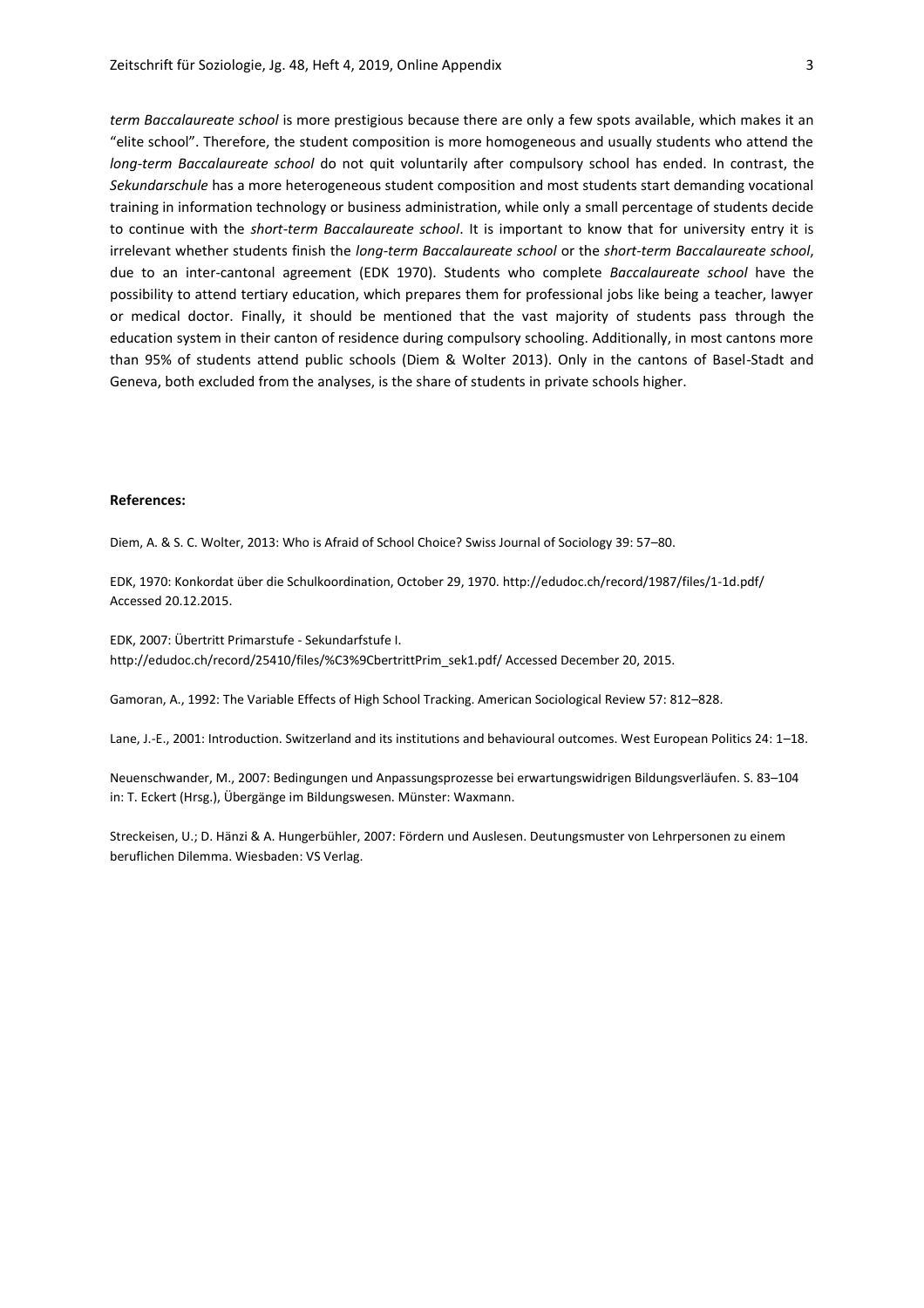*term Baccalaureate school* is more prestigious because there are only a few spots available, which makes it an "elite school". Therefore, the student composition is more homogeneous and usually students who attend the *long-term Baccalaureate school* do not quit voluntarily after compulsory school has ended. In contrast, the *Sekundarschule* has a more heterogeneous student composition and most students start demanding vocational training in information technology or business administration, while only a small percentage of students decide to continue with the *short-term Baccalaureate school*. It is important to know that for university entry it is irrelevant whether students finish the *long-term Baccalaureate school* or the *short-term Baccalaureate school*, due to an inter-cantonal agreement (EDK 1970). Students who complete *Baccalaureate school* have the possibility to attend tertiary education, which prepares them for professional jobs like being a teacher, lawyer or medical doctor. Finally, it should be mentioned that the vast majority of students pass through the education system in their canton of residence during compulsory schooling. Additionally, in most cantons more than 95% of students attend public schools (Diem & Wolter 2013). Only in the cantons of Basel-Stadt and Geneva, both excluded from the analyses, is the share of students in private schools higher.

**References:**

Diem, A. & S. C. Wolter, 2013: Who is Afraid of School Choice? Swiss Journal of Sociology 39: 57–80.

EDK, 1970: Konkordat über die Schulkoordination, October 29, 1970. http://edudoc.ch/record/1987/files/1-1d.pdf/ Accessed 20.12.2015.

EDK, 2007: Übertritt Primarstufe - Sekundarfstufe I. http://edudoc.ch/record/25410/files/%C3%9CbertrittPrim_sek1.pdf/ Accessed December 20, 2015.

Gamoran, A., 1992: The Variable Effects of High School Tracking. American Sociological Review 57: 812–828.

Lane, J.-E., 2001: Introduction. Switzerland and its institutions and behavioural outcomes. West European Politics 24: 1–18.

Neuenschwander, M., 2007: Bedingungen und Anpassungsprozesse bei erwartungswidrigen Bildungsverläufen. S. 83–104 in: T. Eckert (Hrsg.), Übergänge im Bildungswesen. Münster: Waxmann.

Streckeisen, U.; D. Hänzi & A. Hungerbühler, 2007: Fördern und Auslesen. Deutungsmuster von Lehrpersonen zu einem beruflichen Dilemma. Wiesbaden: VS Verlag.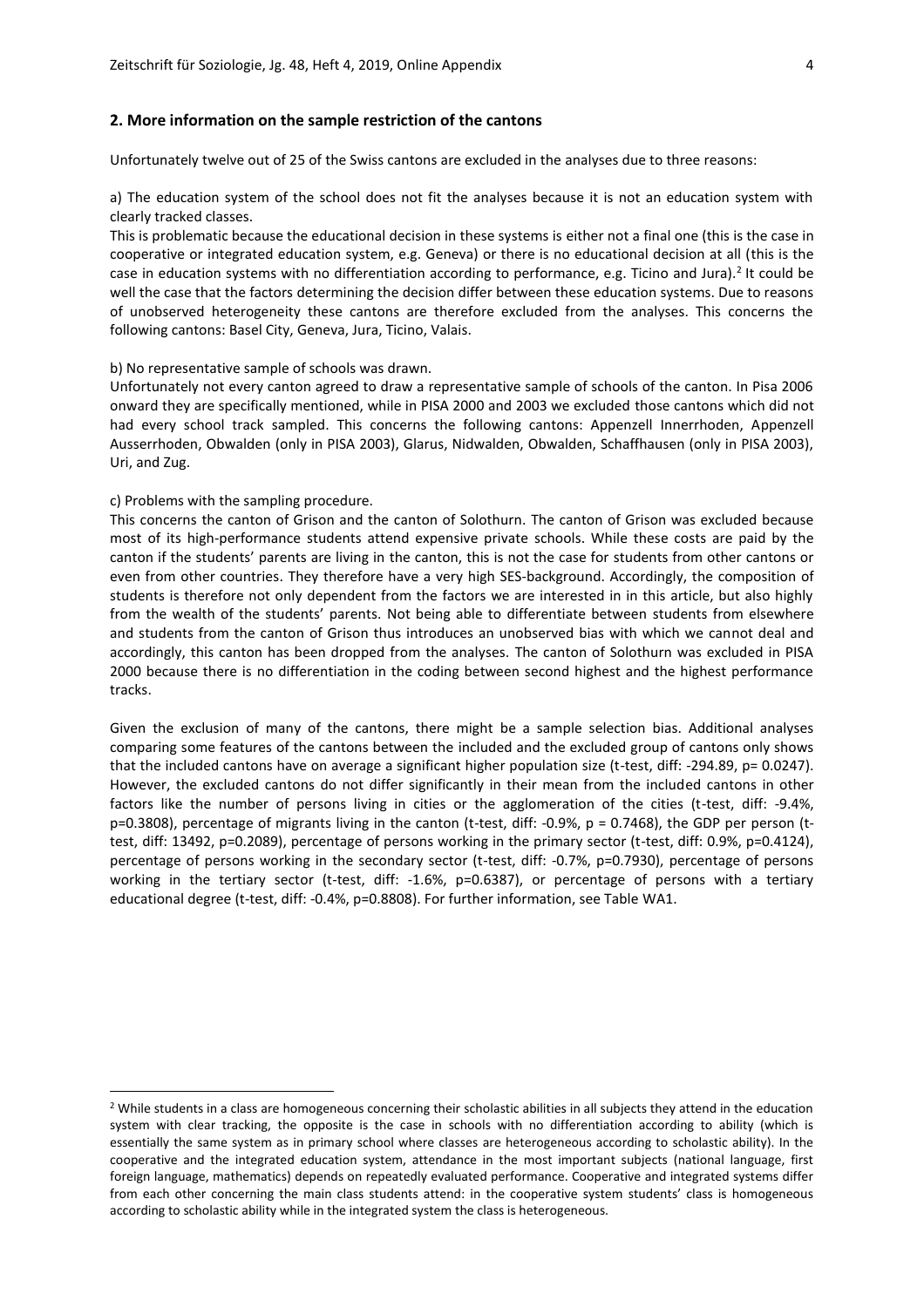## 2. More information on the sample restriction of the cantons

Unfortunately twelve out of 25 of the Swiss cantons are excluded in the analyses due to three reasons:

a) The education system of the school does not fit the analyses because it is not an education system with clearly tracked classes.

This is problematic because the educational decision in these systems is either not a final one (this is the case in cooperative or integrated education system, e.g. Geneva) or there is no educational decision at all (this is the case in education systems with no differentiation according to performance, e.g. Ticino and Jura).[2] It could be well the case that the factors determining the decision differ between these education systems. Due to reasons of unobserved heterogeneity these cantons are therefore excluded from the analyses. This concerns the following cantons: Basel City, Geneva, Jura, Ticino, Valais.

b) No representative sample of schools was drawn.

Unfortunately not every canton agreed to draw a representative sample of schools of the canton. In Pisa 2006 onward they are specifically mentioned, while in PISA 2000 and 2003 we excluded those cantons which did not had every school track sampled. This concerns the following cantons: Appenzell Innerrhoden, Appenzell Ausserrhoden, Obwalden (only in PISA 2003), Glarus, Nidwalden, Obwalden, Schaffhausen (only in PISA 2003), Uri, and Zug.

c) Problems with the sampling procedure.

This concerns the canton of Grison and the canton of Solothurn. The canton of Grison was excluded because most of its high-performance students attend expensive private schools. While these costs are paid by the canton if the students' parents are living in the canton, this is not the case for students from other cantons or even from other countries. They therefore have a very high SES-background. Accordingly, the composition of students is therefore not only dependent from the factors we are interested in in this article, but also highly from the wealth of the students' parents. Not being able to differentiate between students from elsewhere and students from the canton of Grison thus introduces an unobserved bias with which we cannot deal and accordingly, this canton has been dropped from the analyses. The canton of Solothurn was excluded in PISA 2000 because there is no differentiation in the coding between second highest and the highest performance tracks.

Given the exclusion of many of the cantons, there might be a sample selection bias. Additional analyses comparing some features of the cantons between the included and the excluded group of cantons only shows that the included cantons have on average a significant higher population size (t-test, diff: -294.89, p= 0.0247). However, the excluded cantons do not differ significantly in their mean from the included cantons in other factors like the number of persons living in cities or the agglomeration of the cities (t-test, diff: -9.4%, p=0.3808), percentage of migrants living in the canton (t-test, diff: -0.9%, p = 0.7468), the GDP per person (t-test, diff: 13492, p=0.2089), percentage of persons working in the primary sector (t-test, diff: 0.9%, p=0.4124), percentage of persons working in the secondary sector (t-test, diff: -0.7%, p=0.7930), percentage of persons working in the tertiary sector (t-test, diff: -1.6%, p=0.6387), or percentage of persons with a tertiary educational degree (t-test, diff: -0.4%, p=0.8808). For further information, see Table WA1.

[2] While students in a class are homogeneous concerning their scholastic abilities in all subjects they attend in the education system with clear tracking, the opposite is the case in schools with no differentiation according to ability (which is essentially the same system as in primary school where classes are heterogeneous according to scholastic ability). In the cooperative and the integrated education system, attendance in the most important subjects (national language, first foreign language, mathematics) depends on repeatedly evaluated performance. Cooperative and integrated systems differ from each other concerning the main class students attend: in the cooperative system students' class is homogeneous according to scholastic ability while in the integrated system the class is heterogeneous.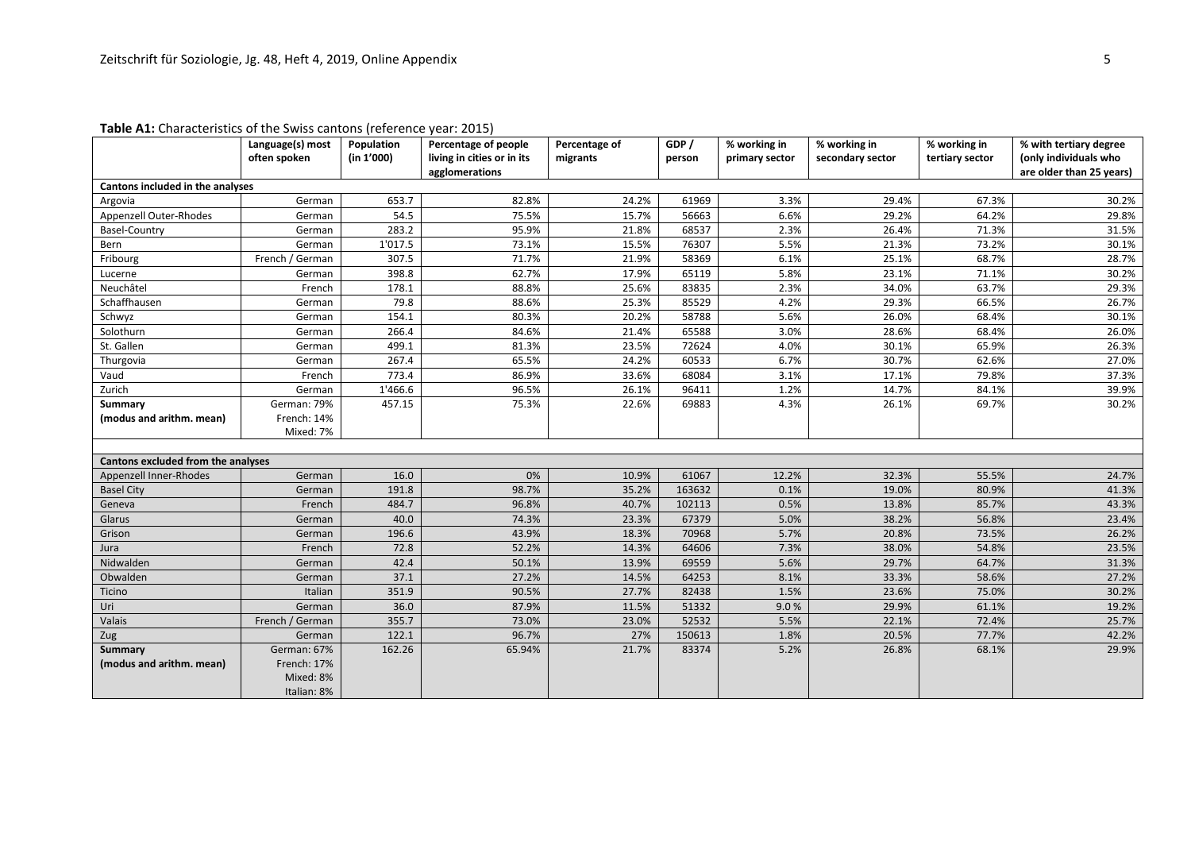**Table A1:** Characteristics of the Swiss cantons (reference year: 2015)

| | Language(s) most often spoken | Population (in 1'000) | Percentage of people living in cities or in its agglomerations | Percentage of migrants | GDP / person | % working in primary sector | % working in secondary sector | % working in tertiary sector | % with tertiary degree (only individuals who are older than 25 years) |
|---|---|---|---|---|---|---|---|---|---|
| **Cantons included in the analyses** | | | | | | | | | |
| Argovia | German | 653.7 | 82.8% | 24.2% | 61969 | 3.3% | 29.4% | 67.3% | 30.2% |
| Appenzell Outer-Rhodes | German | 54.5 | 75.5% | 15.7% | 56663 | 6.6% | 29.2% | 64.2% | 29.8% |
| Basel-Country | German | 283.2 | 95.9% | 21.8% | 68537 | 2.3% | 26.4% | 71.3% | 31.5% |
| Bern | German | 1'017.5 | 73.1% | 15.5% | 76307 | 5.5% | 21.3% | 73.2% | 30.1% |
| Fribourg | French / German | 307.5 | 71.7% | 21.9% | 58369 | 6.1% | 25.1% | 68.7% | 28.7% |
| Lucerne | German | 398.8 | 62.7% | 17.9% | 65119 | 5.8% | 23.1% | 71.1% | 30.2% |
| Neuchâtel | French | 178.1 | 88.8% | 25.6% | 83835 | 2.3% | 34.0% | 63.7% | 29.3% |
| Schaffhausen | German | 79.8 | 88.6% | 25.3% | 85529 | 4.2% | 29.3% | 66.5% | 26.7% |
| Schwyz | German | 154.1 | 80.3% | 20.2% | 58788 | 5.6% | 26.0% | 68.4% | 30.1% |
| Solothurn | German | 266.4 | 84.6% | 21.4% | 65588 | 3.0% | 28.6% | 68.4% | 26.0% |
| St. Gallen | German | 499.1 | 81.3% | 23.5% | 72624 | 4.0% | 30.1% | 65.9% | 26.3% |
| Thurgovia | German | 267.4 | 65.5% | 24.2% | 60533 | 6.7% | 30.7% | 62.6% | 27.0% |
| Vaud | French | 773.4 | 86.9% | 33.6% | 68084 | 3.1% | 17.1% | 79.8% | 37.3% |
| Zurich | German | 1'466.6 | 96.5% | 26.1% | 96411 | 1.2% | 14.7% | 84.1% | 39.9% |
| **Summary (modus and arithm. mean)** | German: 79%<br>French: 14%<br>Mixed: 7% | 457.15 | 75.3% | 22.6% | 69883 | 4.3% | 26.1% | 69.7% | 30.2% |
| | | | | | | | | | |
| **Cantons excluded from the analyses** | | | | | | | | | |
| Appenzell Inner-Rhodes | German | 16.0 | 0% | 10.9% | 61067 | 12.2% | 32.3% | 55.5% | 24.7% |
| Basel City | German | 191.8 | 98.7% | 35.2% | 163632 | 0.1% | 19.0% | 80.9% | 41.3% |
| Geneva | French | 484.7 | 96.8% | 40.7% | 102113 | 0.5% | 13.8% | 85.7% | 43.3% |
| Glarus | German | 40.0 | 74.3% | 23.3% | 67379 | 5.0% | 38.2% | 56.8% | 23.4% |
| Grison | German | 196.6 | 43.9% | 18.3% | 70968 | 5.7% | 20.8% | 73.5% | 26.2% |
| Jura | French | 72.8 | 52.2% | 14.3% | 64606 | 7.3% | 38.0% | 54.8% | 23.5% |
| Nidwalden | German | 42.4 | 50.1% | 13.9% | 69559 | 5.6% | 29.7% | 64.7% | 31.3% |
| Obwalden | German | 37.1 | 27.2% | 14.5% | 64253 | 8.1% | 33.3% | 58.6% | 27.2% |
| Ticino | Italian | 351.9 | 90.5% | 27.7% | 82438 | 1.5% | 23.6% | 75.0% | 30.2% |
| Uri | German | 36.0 | 87.9% | 11.5% | 51332 | 9.0 % | 29.9% | 61.1% | 19.2% |
| Valais | French / German | 355.7 | 73.0% | 23.0% | 52532 | 5.5% | 22.1% | 72.4% | 25.7% |
| Zug | German | 122.1 | 96.7% | 27% | 150613 | 1.8% | 20.5% | 77.7% | 42.2% |
| **Summary (modus and arithm. mean)** | German: 67%<br>French: 17%<br>Mixed: 8%<br>Italian: 8% | 162.26 | 65.94% | 21.7% | 83374 | 5.2% | 26.8% | 68.1% | 29.9% |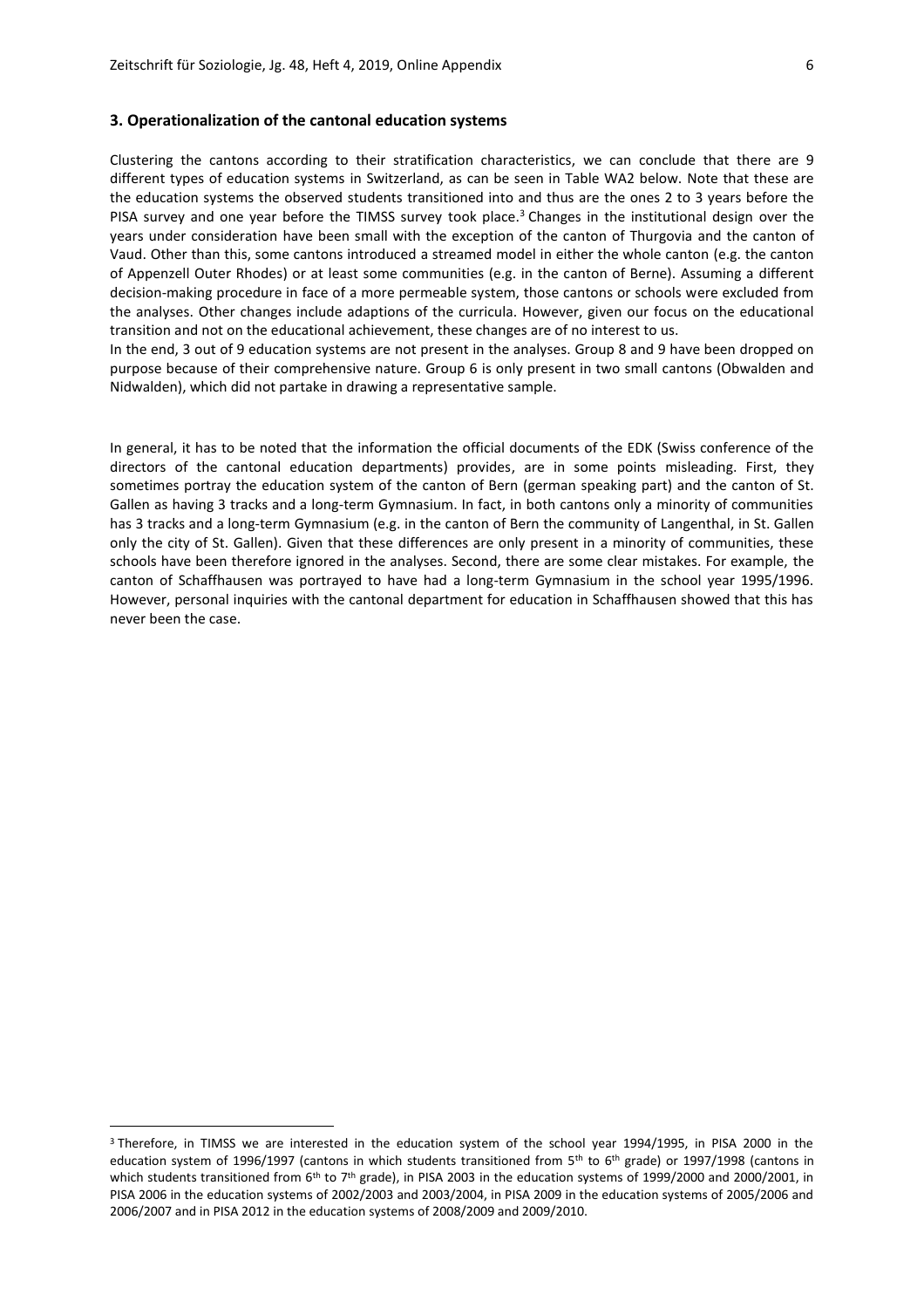## 3. Operationalization of the cantonal education systems

Clustering the cantons according to their stratification characteristics, we can conclude that there are 9 different types of education systems in Switzerland, as can be seen in Table WA2 below. Note that these are the education systems the observed students transitioned into and thus are the ones 2 to 3 years before the PISA survey and one year before the TIMSS survey took place.[3] Changes in the institutional design over the years under consideration have been small with the exception of the canton of Thurgovia and the canton of Vaud. Other than this, some cantons introduced a streamed model in either the whole canton (e.g. the canton of Appenzell Outer Rhodes) or at least some communities (e.g. in the canton of Berne). Assuming a different decision-making procedure in face of a more permeable system, those cantons or schools were excluded from the analyses. Other changes include adaptions of the curricula. However, given our focus on the educational transition and not on the educational achievement, these changes are of no interest to us.

In the end, 3 out of 9 education systems are not present in the analyses. Group 8 and 9 have been dropped on purpose because of their comprehensive nature. Group 6 is only present in two small cantons (Obwalden and Nidwalden), which did not partake in drawing a representative sample.

In general, it has to be noted that the information the official documents of the EDK (Swiss conference of the directors of the cantonal education departments) provides, are in some points misleading. First, they sometimes portray the education system of the canton of Bern (german speaking part) and the canton of St. Gallen as having 3 tracks and a long-term Gymnasium. In fact, in both cantons only a minority of communities has 3 tracks and a long-term Gymnasium (e.g. in the canton of Bern the community of Langenthal, in St. Gallen only the city of St. Gallen). Given that these differences are only present in a minority of communities, these schools have been therefore ignored in the analyses. Second, there are some clear mistakes. For example, the canton of Schaffhausen was portrayed to have had a long-term Gymnasium in the school year 1995/1996. However, personal inquiries with the cantonal department for education in Schaffhausen showed that this has never been the case.

---

[3] Therefore, in TIMSS we are interested in the education system of the school year 1994/1995, in PISA 2000 the education system of 1996/1997 (cantons in which students transitioned from 5th to 6th grade) or 1997/1998 (cantons in which students transitioned from 6th to 7th grade), in PISA 2003 in the education systems of 1999/2000 and 2000/2001, in PISA 2006 in the education systems of 2002/2003 and 2003/2004, in PISA 2009 in the education systems of 2005/2006 and 2006/2007 and in PISA 2012 in the education systems of 2008/2009 and 2009/2010.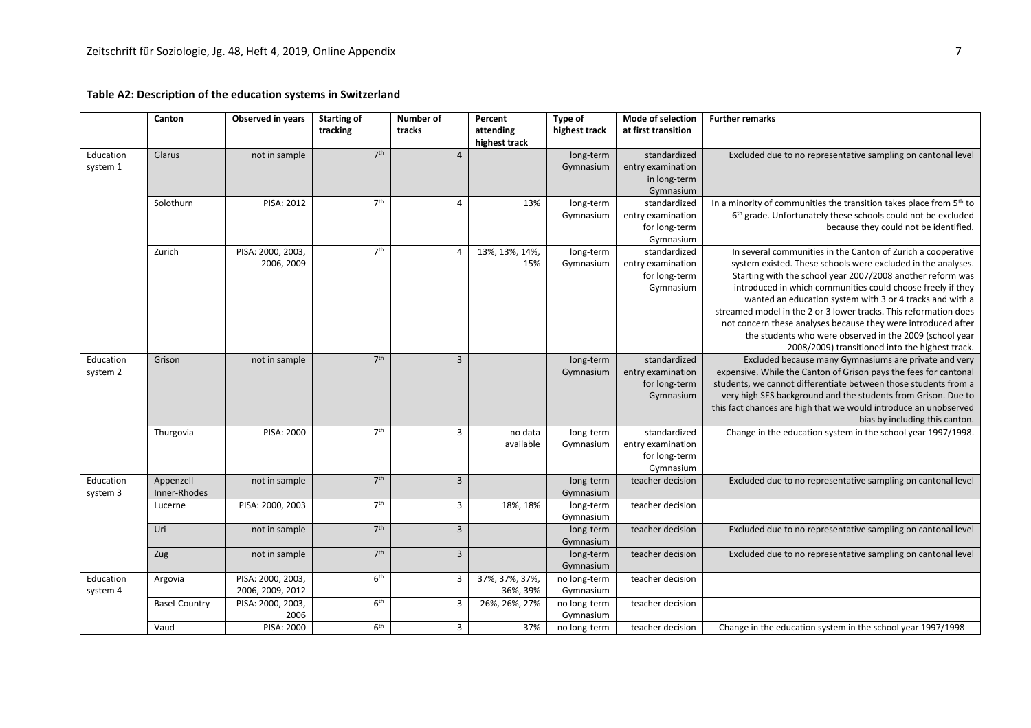**Table A2: Description of the education systems in Switzerland**

| | Canton | Observed in years | Starting of tracking | Number of tracks | Percent attending highest track | Type of highest track | Mode of selection at first transition | Further remarks |
|---|---|---|---|---|---|---|---|---|
| Education system 1 | Glarus | not in sample | 7th | 4 | | long-term Gymnasium | standardized entry examination in long-term Gymnasium | Excluded due to no representative sampling on cantonal level |
| | Solothurn | PISA: 2012 | 7th | 4 | 13% | long-term Gymnasium | standardized entry examination for long-term Gymnasium | In a minority of communities the transition takes place from 5th to 6th grade. Unfortunately these schools could not be excluded because they could not be identified. |
| | Zurich | PISA: 2000, 2003, 2006, 2009 | 7th | 4 | 13%, 13%, 14%, 15% | long-term Gymnasium | standardized entry examination for long-term Gymnasium | In several communities in the Canton of Zurich a cooperative system existed. These schools were excluded in the analyses. Starting with the school year 2007/2008 another reform was introduced in which communities could choose freely if they wanted an education system with 3 or 4 tracks and with a streamed model in the 2 or 3 lower tracks. This reformation does not concern these analyses because they were introduced after the students who were observed in the 2009 (school year 2008/2009) transitioned into the highest track. |
| Education system 2 | Grison | not in sample | 7th | 3 | | long-term Gymnasium | standardized entry examination for long-term Gymnasium | Excluded because many Gymnasiums are private and very expensive. While the Canton of Grison pays the fees for cantonal students, we cannot differentiate between those students from a very high SES background and the students from Grison. Due to this fact chances are high that we would introduce an unobserved bias by including this canton. |
| | Thurgovia | PISA: 2000 | 7th | 3 | no data available | long-term Gymnasium | standardized entry examination for long-term Gymnasium | Change in the education system in the school year 1997/1998. |
| Education system 3 | Appenzell Inner-Rhodes | not in sample | 7th | 3 | | long-term Gymnasium | teacher decision | Excluded due to no representative sampling on cantonal level |
| | Lucerne | PISA: 2000, 2003 | 7th | 3 | 18%, 18% | long-term Gymnasium | teacher decision | |
| | Uri | not in sample | 7th | 3 | | long-term Gymnasium | teacher decision | Excluded due to no representative sampling on cantonal level |
| | Zug | not in sample | 7th | 3 | | long-term Gymnasium | teacher decision | Excluded due to no representative sampling on cantonal level |
| Education system 4 | Argovia | PISA: 2000, 2003, 2006, 2009, 2012 | 6th | 3 | 37%, 37%, 37%, 36%, 39% | no long-term Gymnasium | teacher decision | |
| | Basel-Country | PISA: 2000, 2003, 2006 | 6th | 3 | 26%, 26%, 27% | no long-term Gymnasium | teacher decision | |
| | Vaud | PISA: 2000 | 6th | 3 | 37% | no long-term | teacher decision | Change in the education system in the school year 1997/1998 |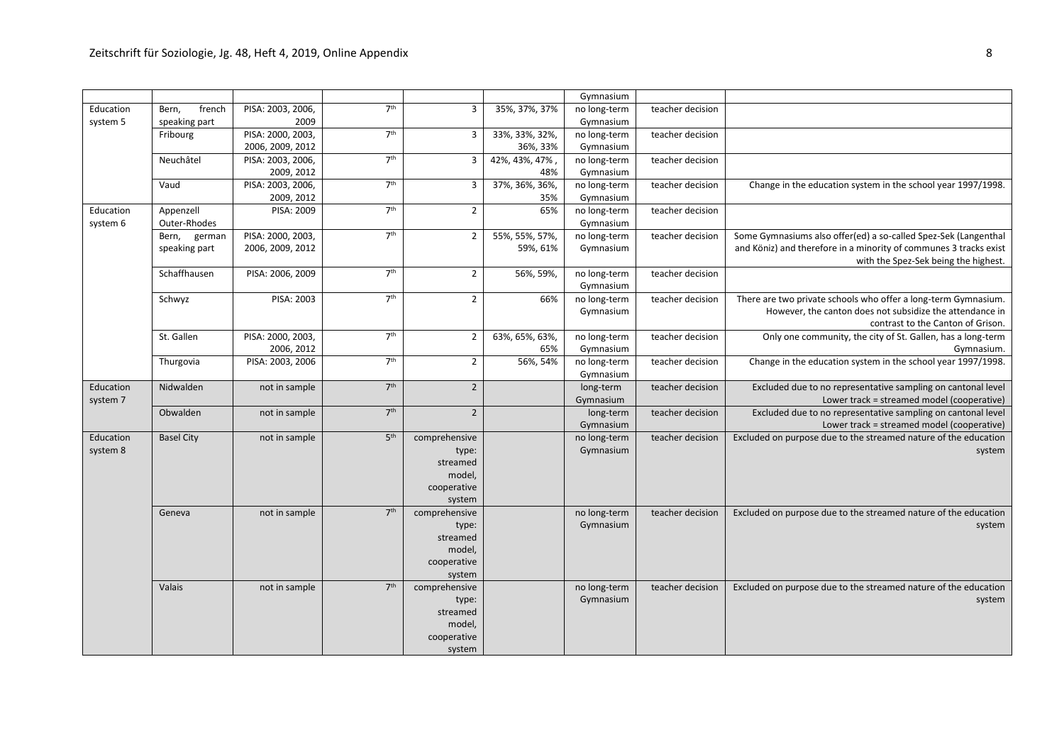| | | | | | | | | |
|---|---|---|---|---|---|---|---|---|
| | | | | | | Gymnasium | | |
| Education system 5 | Bern, french speaking part | PISA: 2003, 2006, 2009 | 7th | 3 | 35%, 37%, 37% | no long-term Gymnasium | teacher decision | |
| | Fribourg | PISA: 2000, 2003, 2006, 2009, 2012 | 7th | 3 | 33%, 33%, 32%, 36%, 33% | no long-term Gymnasium | teacher decision | |
| | Neuchâtel | PISA: 2003, 2006, 2009, 2012 | 7th | 3 | 42%, 43%, 47% , 48% | no long-term Gymnasium | teacher decision | |
| | Vaud | PISA: 2003, 2006, 2009, 2012 | 7th | 3 | 37%, 36%, 36%, 35% | no long-term Gymnasium | teacher decision | Change in the education system in the school year 1997/1998. |
| Education system 6 | Appenzell Outer-Rhodes | PISA: 2009 | 7th | 2 | 65% | no long-term Gymnasium | teacher decision | |
| | Bern, german speaking part | PISA: 2000, 2003, 2006, 2009, 2012 | 7th | 2 | 55%, 55%, 57%, 59%, 61% | no long-term Gymnasium | teacher decision | Some Gymnasiums also offer(ed) a so-called Spez-Sek (Langenthal and Köniz) and therefore in a minority of communes 3 tracks exist with the Spez-Sek being the highest. |
| | Schaffhausen | PISA: 2006, 2009 | 7th | 2 | 56%, 59%, | no long-term Gymnasium | teacher decision | |
| | Schwyz | PISA: 2003 | 7th | 2 | 66% | no long-term Gymnasium | teacher decision | There are two private schools who offer a long-term Gymnasium. However, the canton does not subsidize the attendance in contrast to the Canton of Grison. |
| | St. Gallen | PISA: 2000, 2003, 2006, 2012 | 7th | 2 | 63%, 65%, 63%, 65% | no long-term Gymnasium | teacher decision | Only one community, the city of St. Gallen, has a long-term Gymnasium. |
| | Thurgovia | PISA: 2003, 2006 | 7th | 2 | 56%, 54% | no long-term Gymnasium | teacher decision | Change in the education system in the school year 1997/1998. |
| Education system 7 | Nidwalden | not in sample | 7th | 2 | | long-term Gymnasium | teacher decision | Excluded due to no representative sampling on cantonal level Lower track = streamed model (cooperative) |
| | Obwalden | not in sample | 7th | 2 | | long-term Gymnasium | teacher decision | Excluded due to no representative sampling on cantonal level Lower track = streamed model (cooperative) |
| Education system 8 | Basel City | not in sample | 5th | comprehensive type: streamed model, cooperative system | | no long-term Gymnasium | teacher decision | Excluded on purpose due to the streamed nature of the education system |
| | Geneva | not in sample | 7th | comprehensive type: streamed model, cooperative system | | no long-term Gymnasium | teacher decision | Excluded on purpose due to the streamed nature of the education system |
| | Valais | not in sample | 7th | comprehensive type: streamed model, cooperative system | | no long-term Gymnasium | teacher decision | Excluded on purpose due to the streamed nature of the education system |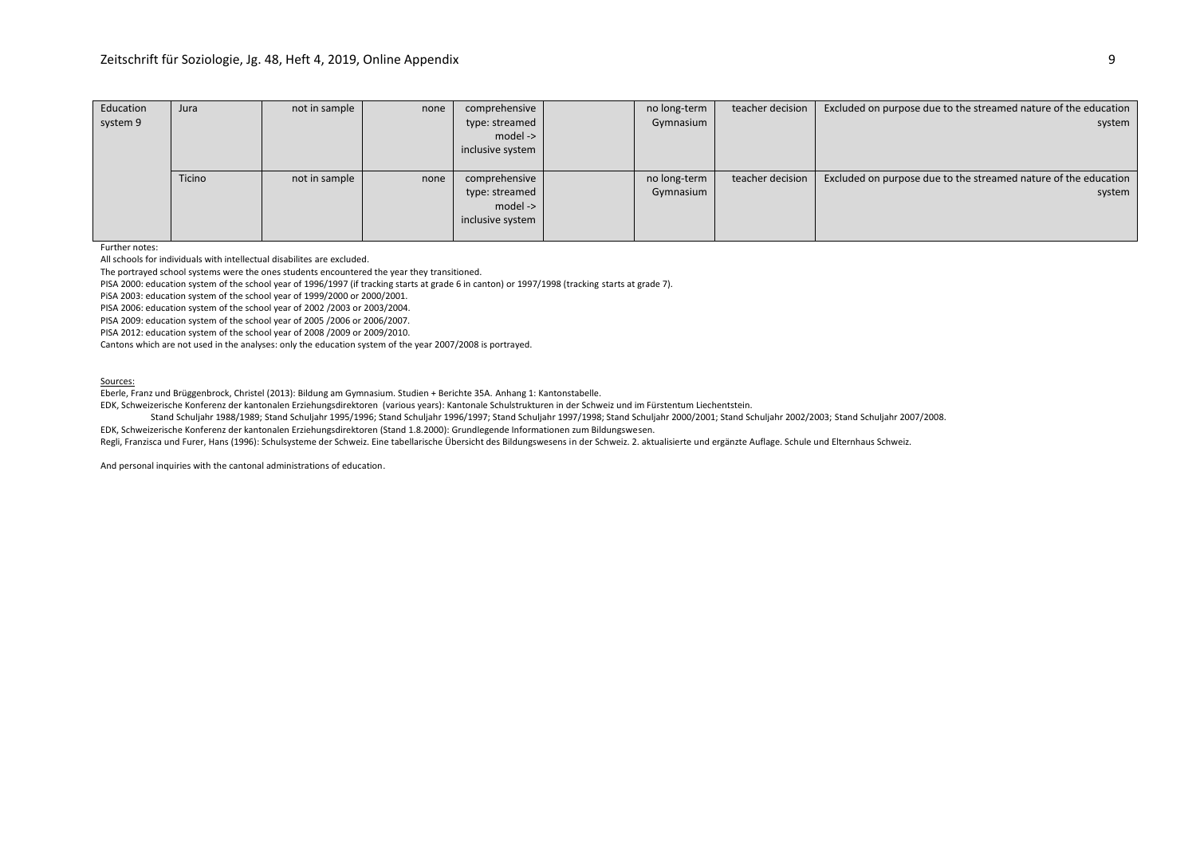| | | | | | | | | |
|---|---|---|---|---|---|---|---|---|
| Education system 9 | Jura | not in sample | none | comprehensive type: streamed model -> inclusive system | | no long-term Gymnasium | teacher decision | Excluded on purpose due to the streamed nature of the education system |
| | Ticino | not in sample | none | comprehensive type: streamed model -> inclusive system | | no long-term Gymnasium | teacher decision | Excluded on purpose due to the streamed nature of the education system |

Further notes:

All schools for individuals with intellectual disabilites are excluded.

The portrayed school systems were the ones students encountered the year they transitioned.

PISA 2000: education system of the school year of 1996/1997 (if tracking starts at grade 6 in canton) or 1997/1998 (tracking starts at grade 7).

PiSA 2003: education system of the school year of 1999/2000 or 2000/2001.

PISA 2006: education system of the school year of 2002 /2003 or 2003/2004.

PISA 2009: education system of the school year of 2005 /2006 or 2006/2007.

PISA 2012: education system of the school year of 2008 /2009 or 2009/2010.

Cantons which are not used in the analyses: only the education system of the year 2007/2008 is portrayed.

Sources:

Eberle, Franz und Brüggenbrock, Christel (2013): Bildung am Gymnasium. Studien + Berichte 35A. Anhang 1: Kantonstabelle.

EDK, Schweizerische Konferenz der kantonalen Erziehungsdirektoren (various years): Kantonale Schulstrukturen in der Schweiz und im Fürstentum Liechentstein.

Stand Schuljahr 1988/1989; Stand Schuljahr 1995/1996; Stand Schuljahr 1996/1997; Stand Schuljahr 1997/1998; Stand Schuljahr 2000/2001; Stand Schuljahr 2002/2003; Stand Schuljahr 2007/2008.

EDK, Schweizerische Konferenz der kantonalen Erziehungsdirektoren (Stand 1.8.2000): Grundlegende Informationen zum Bildungswesen.

Regli, Franzisca und Furer, Hans (1996): Schulsysteme der Schweiz. Eine tabellarische Übersicht des Bildungswesens in der Schweiz. 2. aktualisierte und ergänzte Auflage. Schule und Elternhaus Schweiz.

And personal inquiries with the cantonal administrations of education.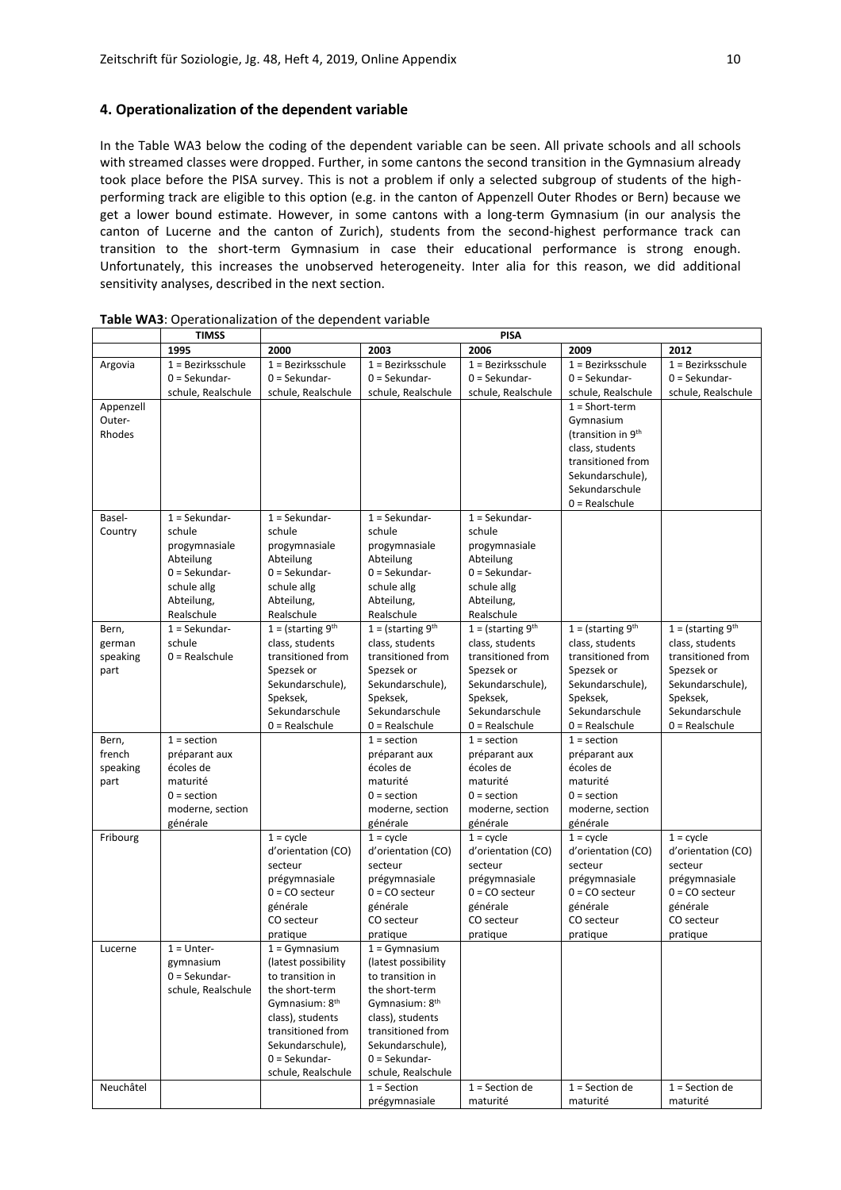## 4. Operationalization of the dependent variable

In the Table WA3 below the coding of the dependent variable can be seen. All private schools and all schools with streamed classes were dropped. Further, in some cantons the second transition in the Gymnasium already took place before the PISA survey. This is not a problem if only a selected subgroup of students of the high-performing track are eligible to this option (e.g. in the canton of Appenzell Outer Rhodes or Bern) because we get a lower bound estimate. However, in some cantons with a long-term Gymnasium (in our analysis the canton of Lucerne and the canton of Zurich), students from the second-highest performance track can transition to the short-term Gymnasium in case their educational performance is strong enough. Unfortunately, this increases the unobserved heterogeneity. Inter alia for this reason, we did additional sensitivity analyses, described in the next section.

**Table WA3**: Operationalization of the dependent variable

| | TIMSS | PISA | | | | |
|---|---|---|---|---|---|---|
| | 1995 | 2000 | 2003 | 2006 | 2009 | 2012 |
| Argovia | 1 = Bezirksschule 0 = Sekundar-schule, Realschule | 1 = Bezirksschule 0 = Sekundar-schule, Realschule | 1 = Bezirksschule 0 = Sekundar-schule, Realschule | 1 = Bezirksschule 0 = Sekundar-schule, Realschule | 1 = Bezirksschule 0 = Sekundar-schule, Realschule | 1 = Bezirksschule 0 = Sekundar-schule, Realschule |
| Appenzell Outer-Rhodes | | | | | 1 = Short-term Gymnasium (transition in 9th class, students transitioned from Sekundarschule), Sekundarschule 0 = Realschule | |
| Basel-Country | 1 = Sekundar-schule progymnasiale Abteilung 0 = Sekundar-schule allg Abteilung, Realschule | 1 = Sekundar-schule progymnasiale Abteilung 0 = Sekundar-schule allg Abteilung, Realschule | 1 = Sekundar-schule progymnasiale Abteilung 0 = Sekundar-schule allg Abteilung, Realschule | 1 = Sekundar-schule progymnasiale Abteilung 0 = Sekundar-schule allg Abteilung, Realschule | | |
| Bern, german speaking part | 1 = Sekundar-schule 0 = Realschule | 1 = (starting 9th class, students transitioned from Spezsek or Sekundarschule), Speksek, Sekundarschule 0 = Realschule | 1 = (starting 9th class, students transitioned from Spezsek or Sekundarschule), Speksek, Sekundarschule 0 = Realschule | 1 = (starting 9th class, students transitioned from Spezsek or Sekundarschule), Speksek, Sekundarschule 0 = Realschule | 1 = (starting 9th class, students transitioned from Spezsek or Sekundarschule), Speksek, Sekundarschule 0 = Realschule | 1 = (starting 9th class, students transitioned from Spezsek or Sekundarschule), Speksek, Sekundarschule 0 = Realschule |
| Bern, french speaking part | 1 = section préparant aux écoles de maturité 0 = section moderne, section générale | | 1 = section préparant aux écoles de maturité 0 = section moderne, section générale | 1 = section préparant aux écoles de maturité 0 = section moderne, section générale | 1 = section préparant aux écoles de maturité 0 = section moderne, section générale | |
| Fribourg | | 1 = cycle d'orientation (CO) secteur prégymnasiale 0 = CO secteur générale CO secteur pratique | 1 = cycle d'orientation (CO) secteur prégymnasiale 0 = CO secteur générale CO secteur pratique | 1 = cycle d'orientation (CO) secteur prégymnasiale 0 = CO secteur générale CO secteur pratique | 1 = cycle d'orientation (CO) secteur prégymnasiale 0 = CO secteur générale CO secteur pratique | 1 = cycle d'orientation (CO) secteur prégymnasiale 0 = CO secteur générale CO secteur pratique |
| Lucerne | 1 = Unter-gymnasium 0 = Sekundar-schule, Realschule | 1 = Gymnasium (latest possibility to transition in the short-term Gymnasium: 8th class), students transitioned from Sekundarschule), 0 = Sekundar-schule, Realschule | 1 = Gymnasium (latest possibility to transition in the short-term Gymnasium: 8th class), students transitioned from Sekundarschule), 0 = Sekundar-schule, Realschule | | | |
| Neuchâtel | | | 1 = Section prégymnasiale | 1 = Section de maturité | 1 = Section de maturité | 1 = Section de maturité |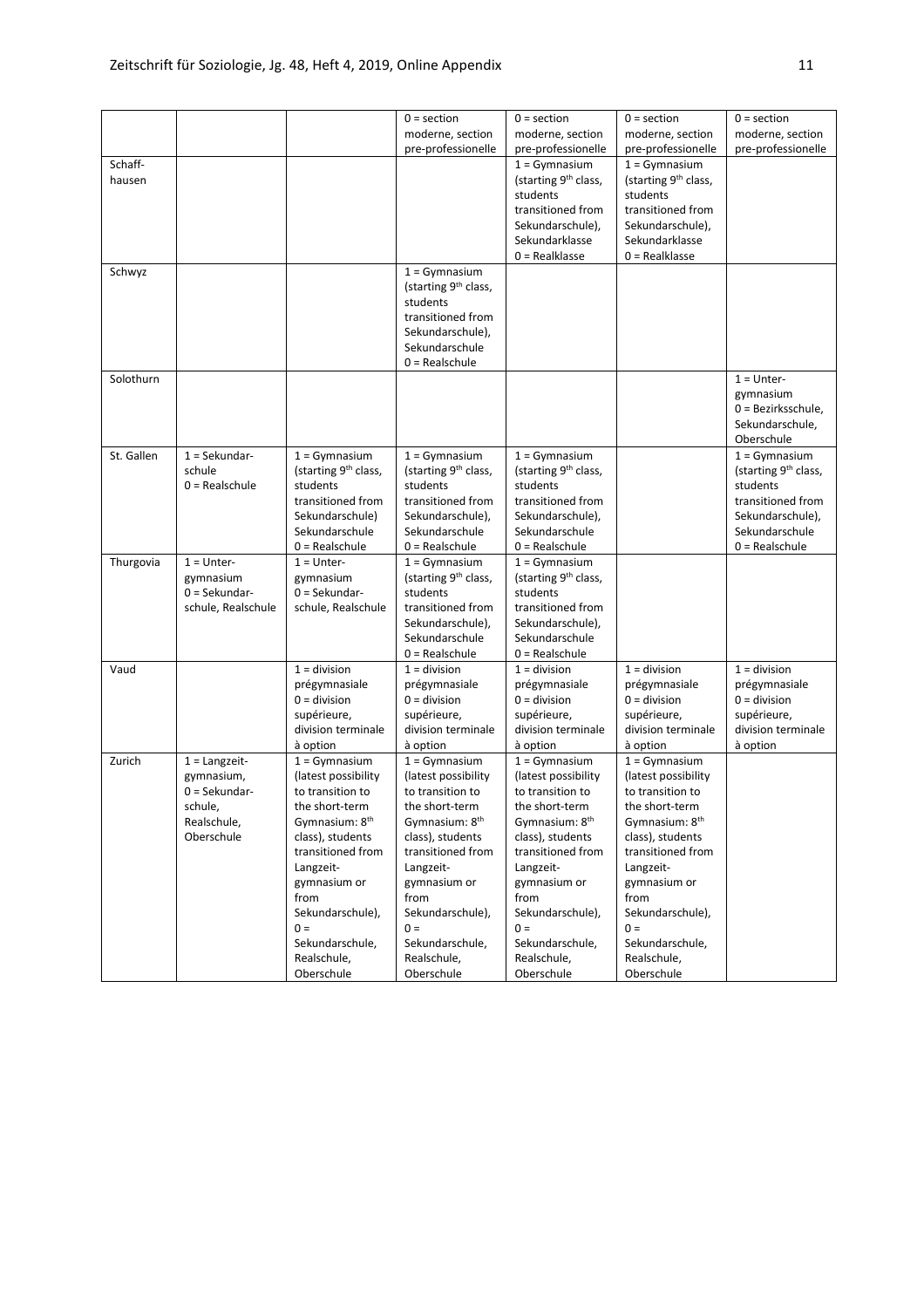| | | | | | | |
|---|---|---|---|---|---|---|
| | | | 0 = section moderne, section pre-professionelle | 0 = section moderne, section pre-professionelle | 0 = section moderne, section pre-professionelle | 0 = section moderne, section pre-professionelle |
| Schaff-hausen | | | | 1 = Gymnasium (starting 9th class, students transitioned from Sekundarschule), Sekundarklasse 0 = Realklasse | 1 = Gymnasium (starting 9th class, students transitioned from Sekundarschule), Sekundarklasse 0 = Realklasse | |
| Schwyz | | | 1 = Gymnasium (starting 9th class, students transitioned from Sekundarschule), Sekundarschule 0 = Realschule | | | |
| Solothurn | | | | | | 1 = Unter-gymnasium 0 = Bezirksschule, Sekundarschule, Oberschule |
| St. Gallen | 1 = Sekundar-schule 0 = Realschule | 1 = Gymnasium (starting 9th class, students transitioned from Sekundarschule) Sekundarschule 0 = Realschule | 1 = Gymnasium (starting 9th class, students transitioned from Sekundarschule), Sekundarschule 0 = Realschule | 1 = Gymnasium (starting 9th class, students transitioned from Sekundarschule), Sekundarschule 0 = Realschule | | 1 = Gymnasium (starting 9th class, students transitioned from Sekundarschule), Sekundarschule 0 = Realschule |
| Thurgovia | 1 = Unter-gymnasium 0 = Sekundar-schule, Realschule | 1 = Unter-gymnasium 0 = Sekundar-schule, Realschule | 1 = Gymnasium (starting 9th class, students transitioned from Sekundarschule), Sekundarschule 0 = Realschule | 1 = Gymnasium (starting 9th class, students transitioned from Sekundarschule), Sekundarschule 0 = Realschule | | |
| Vaud | | 1 = division prégymnasiale 0 = division supérieure, division terminale à option | 1 = division prégymnasiale 0 = division supérieure, division terminale à option | 1 = division prégymnasiale 0 = division supérieure, division terminale à option | 1 = division prégymnasiale 0 = division supérieure, division terminale à option | 1 = division prégymnasiale 0 = division supérieure, division terminale à option |
| Zurich | 1 = Langzeit-gymnasium, 0 = Sekundar-schule, Realschule, Oberschule | 1 = Gymnasium (latest possibility to transition to the short-term Gymnasium: 8th class), students transitioned from Langzeit-gymnasium or from Sekundarschule), 0 = Sekundarschule, Realschule, Oberschule | 1 = Gymnasium (latest possibility to transition to the short-term Gymnasium: 8th class), students transitioned from Langzeit-gymnasium or from Sekundarschule), 0 = Sekundarschule, Realschule, Oberschule | 1 = Gymnasium (latest possibility to transition to the short-term Gymnasium: 8th class), students transitioned from Langzeit-gymnasium or from Sekundarschule), 0 = Sekundarschule, Realschule, Oberschule | 1 = Gymnasium (latest possibility to transition to the short-term Gymnasium: 8th class), students transitioned from Langzeit-gymnasium or from Sekundarschule), 0 = Sekundarschule, Realschule, Oberschule | |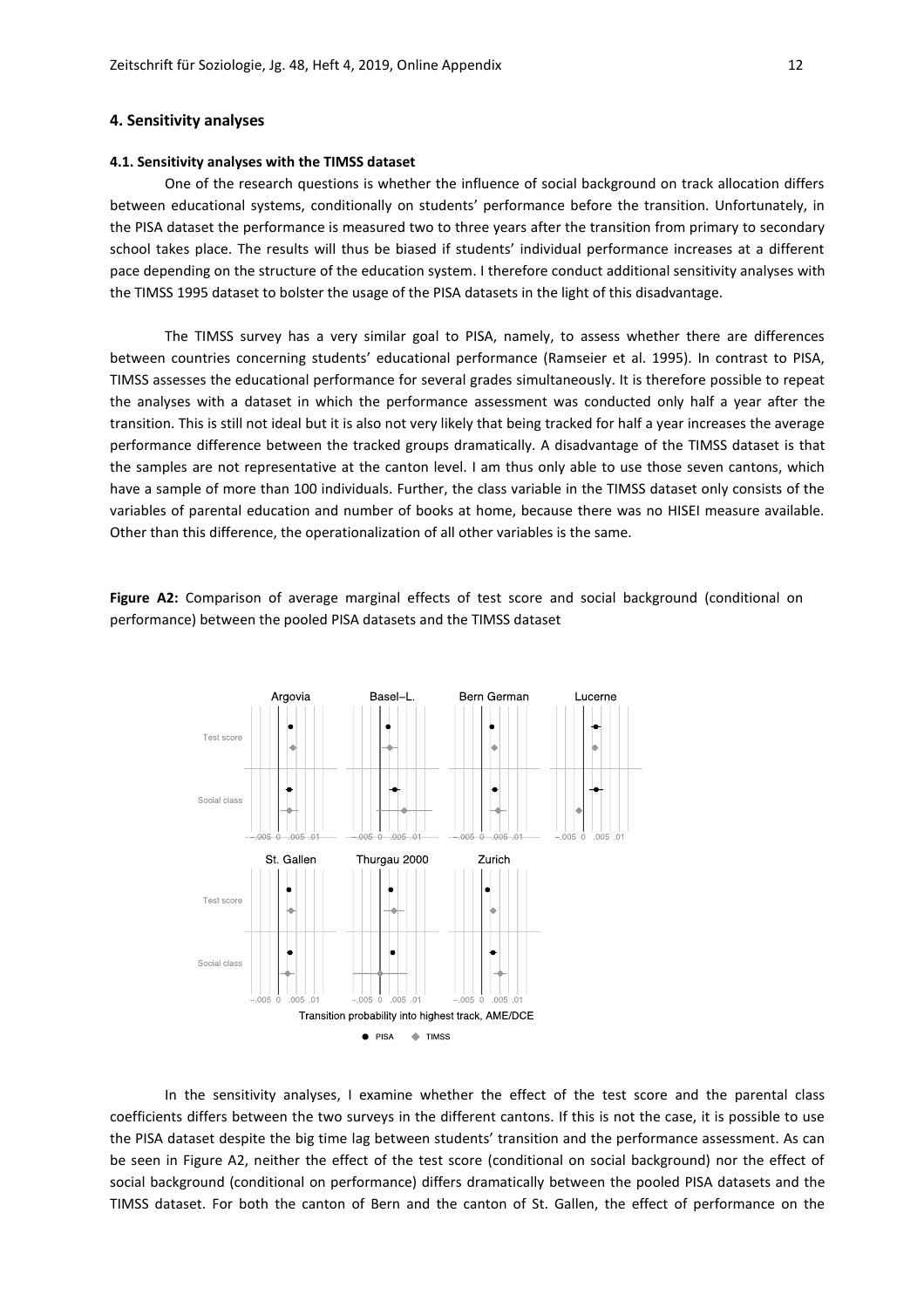## 4. Sensitivity analyses

### 4.1. Sensitivity analyses with the TIMSS dataset

One of the research questions is whether the influence of social background on track allocation differs between educational systems, conditionally on students' performance before the transition. Unfortunately, in the PISA dataset the performance is measured two to three years after the transition from primary to secondary school takes place. The results will thus be biased if students' individual performance increases at a different pace depending on the structure of the education system. I therefore conduct additional sensitivity analyses with the TIMSS 1995 dataset to bolster the usage of the PISA datasets in the light of this disadvantage.

The TIMSS survey has a very similar goal to PISA, namely, to assess whether there are differences between countries concerning students' educational performance (Ramseier et al. 1995). In contrast to PISA, TIMSS assesses the educational performance for several grades simultaneously. It is therefore possible to repeat the analyses with a dataset in which the performance assessment was conducted only half a year after the transition. This is still not ideal but it is also not very likely that being tracked for half a year increases the average performance difference between the tracked groups dramatically. A disadvantage of the TIMSS dataset is that the samples are not representative at the canton level. I am thus only able to use those seven cantons, which have a sample of more than 100 individuals. Further, the class variable in the TIMSS dataset only consists of the variables of parental education and number of books at home, because there was no HISEI measure available. Other than this difference, the operationalization of all other variables is the same.

**Figure A2:** Comparison of average marginal effects of test score and social background (conditional on performance) between the pooled PISA datasets and the TIMSS dataset

In the sensitivity analyses, I examine whether the effect of the test score and the parental class coefficients differs between the two surveys in the different cantons. If this is not the case, it is possible to use the PISA dataset despite the big time lag between students' transition and the performance assessment. As can be seen in Figure A2, neither the effect of the test score (conditional on social background) nor the effect of social background (conditional on performance) differs dramatically between the pooled PISA datasets and the TIMSS dataset. For both the canton of Bern and the canton of St. Gallen, the effect of performance on the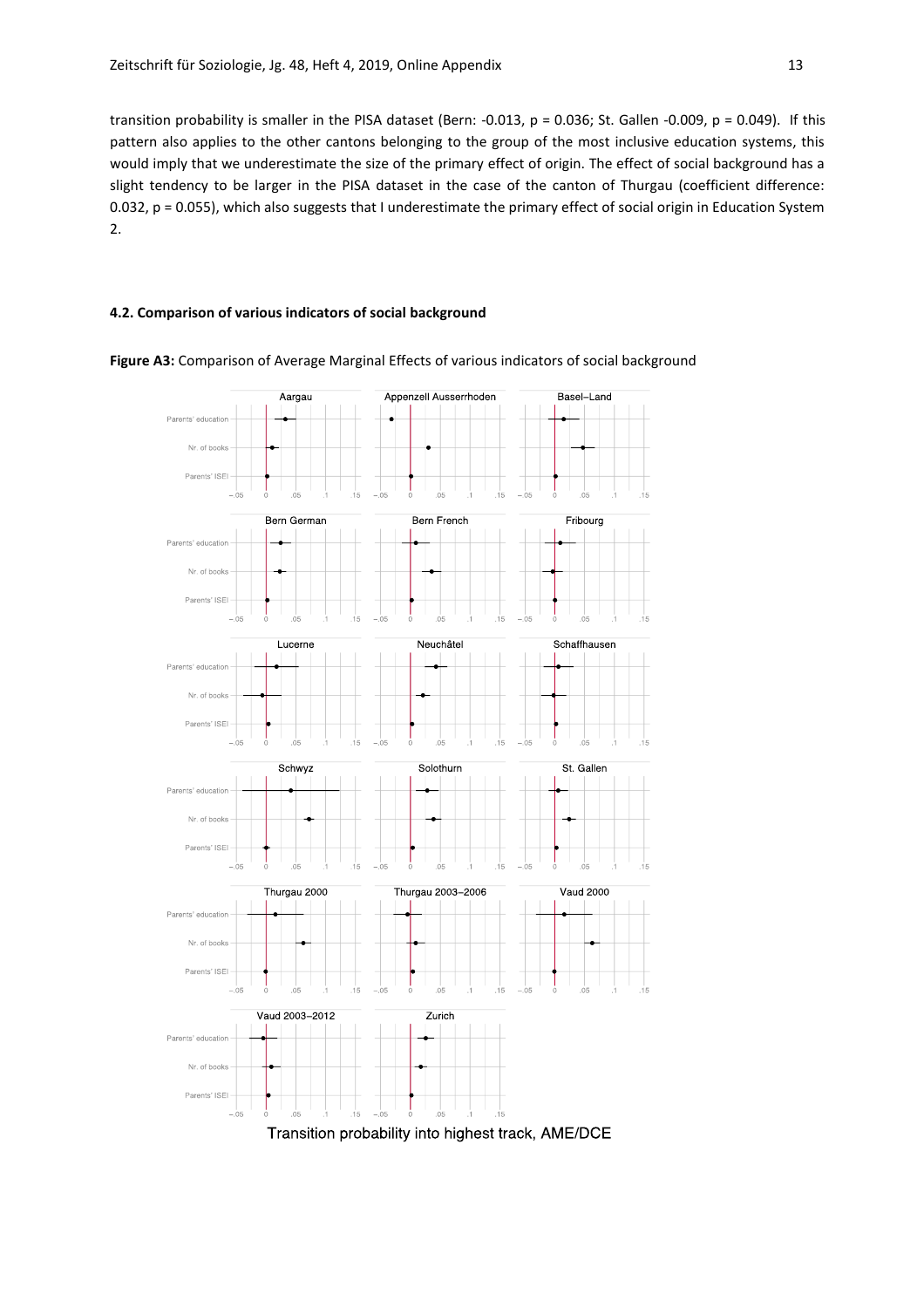transition probability is smaller in the PISA dataset (Bern: -0.013, p = 0.036; St. Gallen -0.009, p = 0.049). If this pattern also applies to the other cantons belonging to the group of the most inclusive education systems, this would imply that we underestimate the size of the primary effect of origin. The effect of social background has a slight tendency to be larger in the PISA dataset in the case of the canton of Thurgau (coefficient difference: 0.032, p = 0.055), which also suggests that I underestimate the primary effect of social origin in Education System 2.

#### 4.2. Comparison of various indicators of social background

**Figure A3:** Comparison of Average Marginal Effects of various indicators of social background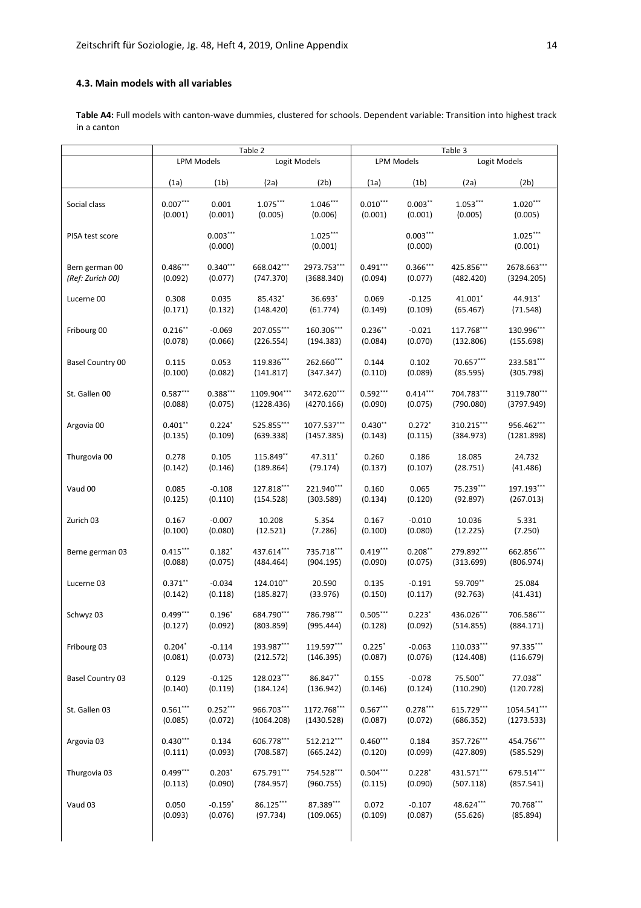### 4.3. Main models with all variables

**Table A4:** Full models with canton-wave dummies, clustered for schools. Dependent variable: Transition into highest track in a canton

| | Table 2 | | | | Table 3 | | | |
|---|---|---|---|---|---|---|---|---|
| | LPM Models | | Logit Models | | LPM Models | | Logit Models | |
| | (1a) | (1b) | (2a) | (2b) | (1a) | (1b) | (2a) | (2b) |
| Social class | 0.007*** | 0.001 | 1.075*** | 1.046*** | 0.010*** | 0.003** | 1.053*** | 1.020*** |
| | (0.001) | (0.001) | (0.005) | (0.006) | (0.001) | (0.001) | (0.005) | (0.005) |
| PISA test score | | 0.003*** | | 1.025*** | | 0.003*** | | 1.025*** |
| | | (0.000) | | (0.001) | | (0.000) | | (0.001) |
| Bern german 00 | 0.486*** | 0.340*** | 668.042*** | 2973.753*** | 0.491*** | 0.366*** | 425.856*** | 2678.663*** |
| *(Ref: Zurich 00)* | (0.092) | (0.077) | (747.370) | (3688.340) | (0.094) | (0.077) | (482.420) | (3294.205) |
| Lucerne 00 | 0.308 | 0.035 | 85.432* | 36.693* | 0.069 | -0.125 | 41.001* | 44.913* |
| | (0.171) | (0.132) | (148.420) | (61.774) | (0.149) | (0.109) | (65.467) | (71.548) |
| Fribourg 00 | 0.216** | -0.069 | 207.055*** | 160.306*** | 0.236** | -0.021 | 117.768*** | 130.996*** |
| | (0.078) | (0.066) | (226.554) | (194.383) | (0.084) | (0.070) | (132.806) | (155.698) |
| Basel Country 00 | 0.115 | 0.053 | 119.836*** | 262.660*** | 0.144 | 0.102 | 70.657*** | 233.581*** |
| | (0.100) | (0.082) | (141.817) | (347.347) | (0.110) | (0.089) | (85.595) | (305.798) |
| St. Gallen 00 | 0.587*** | 0.388*** | 1109.904*** | 3472.620*** | 0.592*** | 0.414*** | 704.783*** | 3119.780*** |
| | (0.088) | (0.075) | (1228.436) | (4270.166) | (0.090) | (0.075) | (790.080) | (3797.949) |
| Argovia 00 | 0.401** | 0.224* | 525.855*** | 1077.537*** | 0.430** | 0.272* | 310.215*** | 956.462*** |
| | (0.135) | (0.109) | (639.338) | (1457.385) | (0.143) | (0.115) | (384.973) | (1281.898) |
| Thurgovia 00 | 0.278 | 0.105 | 115.849** | 47.311* | 0.260 | 0.186 | 18.085 | 24.732 |
| | (0.142) | (0.146) | (189.864) | (79.174) | (0.137) | (0.107) | (28.751) | (41.486) |
| Vaud 00 | 0.085 | -0.108 | 127.818*** | 221.940*** | 0.160 | 0.065 | 75.239*** | 197.193*** |
| | (0.125) | (0.110) | (154.528) | (303.589) | (0.134) | (0.120) | (92.897) | (267.013) |
| Zurich 03 | 0.167 | -0.007 | 10.208 | 5.354 | 0.167 | -0.010 | 10.036 | 5.331 |
| | (0.100) | (0.080) | (12.521) | (7.286) | (0.100) | (0.080) | (12.225) | (7.250) |
| Berne german 03 | 0.415*** | 0.182* | 437.614*** | 735.718*** | 0.419*** | 0.208** | 279.892*** | 662.856*** |
| | (0.088) | (0.075) | (484.464) | (904.195) | (0.090) | (0.075) | (313.699) | (806.974) |
| Lucerne 03 | 0.371** | -0.034 | 124.010** | 20.590 | 0.135 | -0.191 | 59.709** | 25.084 |
| | (0.142) | (0.118) | (185.827) | (33.976) | (0.150) | (0.117) | (92.763) | (41.431) |
| Schwyz 03 | 0.499*** | 0.196* | 684.790*** | 786.798*** | 0.505*** | 0.223* | 436.026*** | 706.586*** |
| | (0.127) | (0.092) | (803.859) | (995.444) | (0.128) | (0.092) | (514.855) | (884.171) |
| Fribourg 03 | 0.204* | -0.114 | 193.987*** | 119.597*** | 0.225* | -0.063 | 110.033*** | 97.335*** |
| | (0.081) | (0.073) | (212.572) | (146.395) | (0.087) | (0.076) | (124.408) | (116.679) |
| Basel Country 03 | 0.129 | -0.125 | 128.023*** | 86.847** | 0.155 | -0.078 | 75.500** | 77.038** |
| | (0.140) | (0.119) | (184.124) | (136.942) | (0.146) | (0.124) | (110.290) | (120.728) |
| St. Gallen 03 | 0.561*** | 0.252*** | 966.703*** | 1172.768*** | 0.567*** | 0.278*** | 615.729*** | 1054.541*** |
| | (0.085) | (0.072) | (1064.208) | (1430.528) | (0.087) | (0.072) | (686.352) | (1273.533) |
| Argovia 03 | 0.430*** | 0.134 | 606.778*** | 512.212*** | 0.460*** | 0.184 | 357.726*** | 454.756*** |
| | (0.111) | (0.093) | (708.587) | (665.242) | (0.120) | (0.099) | (427.809) | (585.529) |
| Thurgovia 03 | 0.499*** | 0.203* | 675.791*** | 754.528*** | 0.504*** | 0.228* | 431.571*** | 679.514*** |
| | (0.113) | (0.090) | (784.957) | (960.755) | (0.115) | (0.090) | (507.118) | (857.541) |
| Vaud 03 | 0.050 | -0.159* | 86.125*** | 87.389*** | 0.072 | -0.107 | 48.624*** | 70.768*** |
| | (0.093) | (0.076) | (97.734) | (109.065) | (0.109) | (0.087) | (55.626) | (85.894) |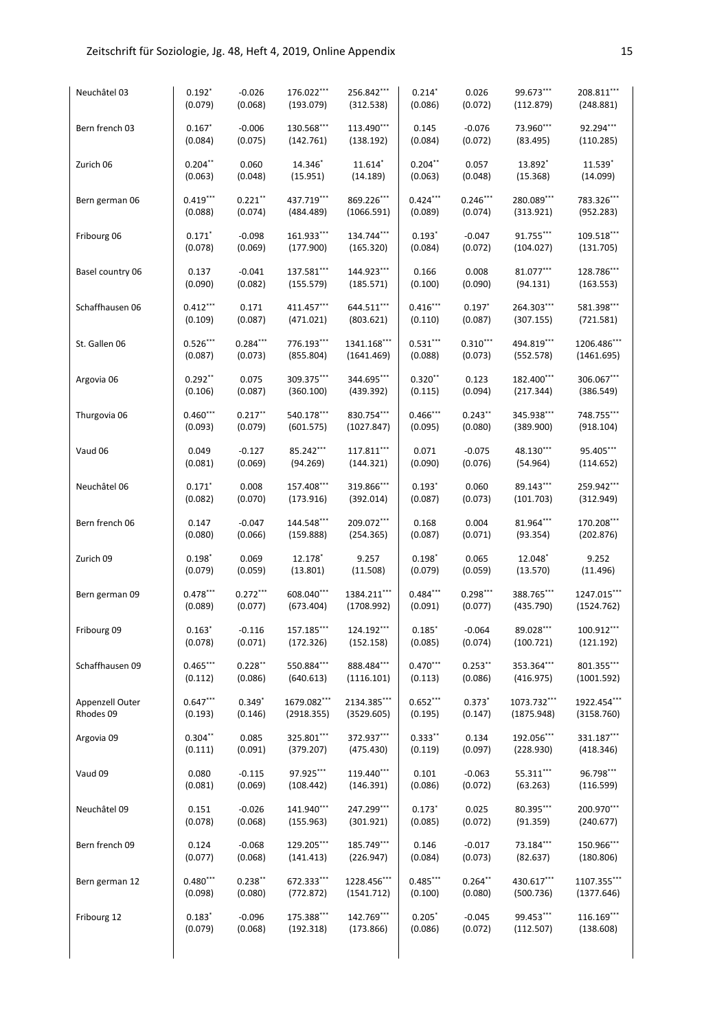| | | | | | | | | |
|---|---|---|---|---|---|---|---|---|
| Neuchâtel 03 | 0.192* | -0.026 | 176.022*** | 256.842*** | 0.214* | 0.026 | 99.673*** | 208.811*** |
| | (0.079) | (0.068) | (193.079) | (312.538) | (0.086) | (0.072) | (112.879) | (248.881) |
| Bern french 03 | 0.167* | -0.006 | 130.568*** | 113.490*** | 0.145 | -0.076 | 73.960*** | 92.294*** |
| | (0.084) | (0.075) | (142.761) | (138.192) | (0.084) | (0.072) | (83.495) | (110.285) |
| Zurich 06 | 0.204** | 0.060 | 14.346* | 11.614* | 0.204** | 0.057 | 13.892* | 11.539* |
| | (0.063) | (0.048) | (15.951) | (14.189) | (0.063) | (0.048) | (15.368) | (14.099) |
| Bern german 06 | 0.419*** | 0.221** | 437.719*** | 869.226*** | 0.424*** | 0.246*** | 280.089*** | 783.326*** |
| | (0.088) | (0.074) | (484.489) | (1066.591) | (0.089) | (0.074) | (313.921) | (952.283) |
| Fribourg 06 | 0.171* | -0.098 | 161.933*** | 134.744*** | 0.193* | -0.047 | 91.755*** | 109.518*** |
| | (0.078) | (0.069) | (177.900) | (165.320) | (0.084) | (0.072) | (104.027) | (131.705) |
| Basel country 06 | 0.137 | -0.041 | 137.581*** | 144.923*** | 0.166 | 0.008 | 81.077*** | 128.786*** |
| | (0.090) | (0.082) | (155.579) | (185.571) | (0.100) | (0.090) | (94.131) | (163.553) |
| Schaffhausen 06 | 0.412*** | 0.171 | 411.457*** | 644.511*** | 0.416*** | 0.197* | 264.303*** | 581.398*** |
| | (0.109) | (0.087) | (471.021) | (803.621) | (0.110) | (0.087) | (307.155) | (721.581) |
| St. Gallen 06 | 0.526*** | 0.284*** | 776.193*** | 1341.168*** | 0.531*** | 0.310*** | 494.819*** | 1206.486*** |
| | (0.087) | (0.073) | (855.804) | (1641.469) | (0.088) | (0.073) | (552.578) | (1461.695) |
| Argovia 06 | 0.292** | 0.075 | 309.375*** | 344.695*** | 0.320** | 0.123 | 182.400*** | 306.067*** |
| | (0.106) | (0.087) | (360.100) | (439.392) | (0.115) | (0.094) | (217.344) | (386.549) |
| Thurgovia 06 | 0.460*** | 0.217** | 540.178*** | 830.754*** | 0.466*** | 0.243** | 345.938*** | 748.755*** |
| | (0.093) | (0.079) | (601.575) | (1027.847) | (0.095) | (0.080) | (389.900) | (918.104) |
| Vaud 06 | 0.049 | -0.127 | 85.242*** | 117.811*** | 0.071 | -0.075 | 48.130*** | 95.405*** |
| | (0.081) | (0.069) | (94.269) | (144.321) | (0.090) | (0.076) | (54.964) | (114.652) |
| Neuchâtel 06 | 0.171* | 0.008 | 157.408*** | 319.866*** | 0.193* | 0.060 | 89.143*** | 259.942*** |
| | (0.082) | (0.070) | (173.916) | (392.014) | (0.087) | (0.073) | (101.703) | (312.949) |
| Bern french 06 | 0.147 | -0.047 | 144.548*** | 209.072*** | 0.168 | 0.004 | 81.964*** | 170.208*** |
| | (0.080) | (0.066) | (159.888) | (254.365) | (0.087) | (0.071) | (93.354) | (202.876) |
| Zurich 09 | 0.198* | 0.069 | 12.178* | 9.257 | 0.198* | 0.065 | 12.048* | 9.252 |
| | (0.079) | (0.059) | (13.801) | (11.508) | (0.079) | (0.059) | (13.570) | (11.496) |
| Bern german 09 | 0.478*** | 0.272*** | 608.040*** | 1384.211*** | 0.484*** | 0.298*** | 388.765*** | 1247.015*** |
| | (0.089) | (0.077) | (673.404) | (1708.992) | (0.091) | (0.077) | (435.790) | (1524.762) |
| Fribourg 09 | 0.163* | -0.116 | 157.185*** | 124.192*** | 0.185* | -0.064 | 89.028*** | 100.912*** |
| | (0.078) | (0.071) | (172.326) | (152.158) | (0.085) | (0.074) | (100.721) | (121.192) |
| Schaffhausen 09 | 0.465*** | 0.228** | 550.884*** | 888.484*** | 0.470*** | 0.253** | 353.364*** | 801.355*** |
| | (0.112) | (0.086) | (640.613) | (1116.101) | (0.113) | (0.086) | (416.975) | (1001.592) |
| Appenzell Outer Rhodes 09 | 0.647*** | 0.349* | 1679.082*** | 2134.385*** | 0.652*** | 0.373* | 1073.732*** | 1922.454*** |
| | (0.193) | (0.146) | (2918.355) | (3529.605) | (0.195) | (0.147) | (1875.948) | (3158.760) |
| Argovia 09 | 0.304** | 0.085 | 325.801*** | 372.937*** | 0.333** | 0.134 | 192.056*** | 331.187*** |
| | (0.111) | (0.091) | (379.207) | (475.430) | (0.119) | (0.097) | (228.930) | (418.346) |
| Vaud 09 | 0.080 | -0.115 | 97.925*** | 119.440*** | 0.101 | -0.063 | 55.311*** | 96.798*** |
| | (0.081) | (0.069) | (108.442) | (146.391) | (0.086) | (0.072) | (63.263) | (116.599) |
| Neuchâtel 09 | 0.151 | -0.026 | 141.940*** | 247.299*** | 0.173* | 0.025 | 80.395*** | 200.970*** |
| | (0.078) | (0.068) | (155.963) | (301.921) | (0.085) | (0.072) | (91.359) | (240.677) |
| Bern french 09 | 0.124 | -0.068 | 129.205*** | 185.749*** | 0.146 | -0.017 | 73.184*** | 150.966*** |
| | (0.077) | (0.068) | (141.413) | (226.947) | (0.084) | (0.073) | (82.637) | (180.806) |
| Bern german 12 | 0.480*** | 0.238** | 672.333*** | 1228.456*** | 0.485*** | 0.264** | 430.617*** | 1107.355*** |
| | (0.098) | (0.080) | (772.872) | (1541.712) | (0.100) | (0.080) | (500.736) | (1377.646) |
| Fribourg 12 | 0.183* | -0.096 | 175.388*** | 142.769*** | 0.205* | -0.045 | 99.453*** | 116.169*** |
| | (0.079) | (0.068) | (192.318) | (173.866) | (0.086) | (0.072) | (112.507) | (138.608) |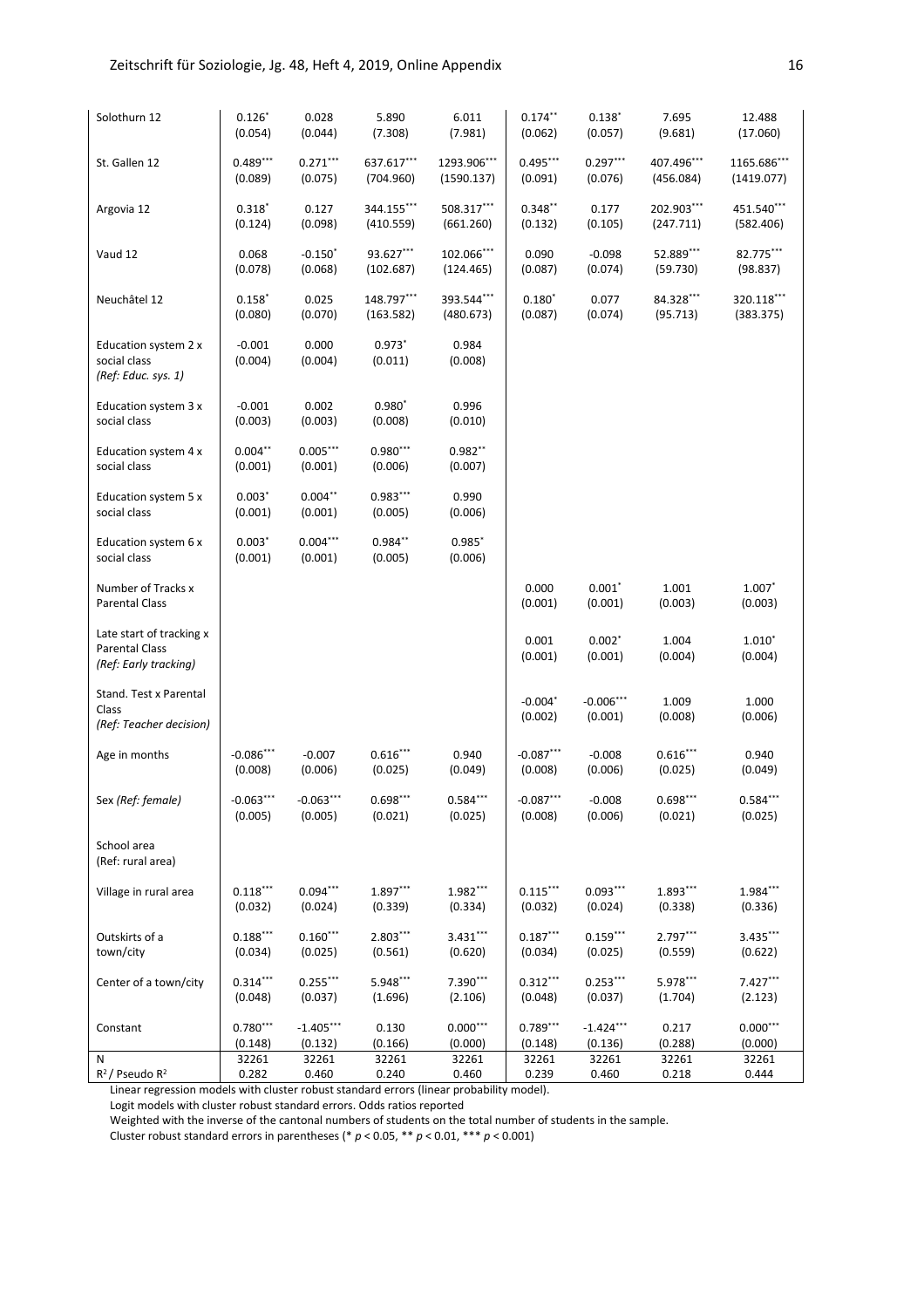| | | | | | | | | |
|---|---|---|---|---|---|---|---|---|
| Solothurn 12 | 0.126* (0.054) | 0.028 (0.044) | 5.890 (7.308) | 6.011 (7.981) | 0.174** (0.062) | 0.138* (0.057) | 7.695 (9.681) | 12.488 (17.060) |
| St. Gallen 12 | 0.489*** (0.089) | 0.271*** (0.075) | 637.617*** (704.960) | 1293.906*** (1590.137) | 0.495*** (0.091) | 0.297*** (0.076) | 407.496*** (456.084) | 1165.686*** (1419.077) |
| Argovia 12 | 0.318* (0.124) | 0.127 (0.098) | 344.155*** (410.559) | 508.317*** (661.260) | 0.348** (0.132) | 0.177 (0.105) | 202.903*** (247.711) | 451.540*** (582.406) |
| Vaud 12 | 0.068 (0.078) | -0.150* (0.068) | 93.627*** (102.687) | 102.066*** (124.465) | 0.090 (0.087) | -0.098 (0.074) | 52.889*** (59.730) | 82.775*** (98.837) |
| Neuchâtel 12 | 0.158* (0.080) | 0.025 (0.070) | 148.797*** (163.582) | 393.544*** (480.673) | 0.180* (0.087) | 0.077 (0.074) | 84.328*** (95.713) | 320.118*** (383.375) |
| Education system 2 x social class *(Ref: Educ. sys. 1)* | -0.001 (0.004) | 0.000 (0.004) | 0.973* (0.011) | 0.984 (0.008) | | | | |
| Education system 3 x social class | -0.001 (0.003) | 0.002 (0.003) | 0.980* (0.008) | 0.996 (0.010) | | | | |
| Education system 4 x social class | 0.004** (0.001) | 0.005*** (0.001) | 0.980*** (0.006) | 0.982** (0.007) | | | | |
| Education system 5 x social class | 0.003* (0.001) | 0.004** (0.001) | 0.983*** (0.005) | 0.990 (0.006) | | | | |
| Education system 6 x social class | 0.003* (0.001) | 0.004*** (0.001) | 0.984** (0.005) | 0.985* (0.006) | | | | |
| Number of Tracks x Parental Class | | | | | 0.000 (0.001) | 0.001* (0.001) | 1.001 (0.003) | 1.007* (0.003) |
| Late start of tracking x Parental Class *(Ref: Early tracking)* | | | | | 0.001 (0.001) | 0.002* (0.001) | 1.004 (0.004) | 1.010* (0.004) |
| Stand. Test x Parental Class *(Ref: Teacher decision)* | | | | | -0.004* (0.002) | -0.006*** (0.001) | 1.009 (0.008) | 1.000 (0.006) |
| Age in months | -0.086*** (0.008) | -0.007 (0.006) | 0.616*** (0.025) | 0.940 (0.049) | -0.087*** (0.008) | -0.008 (0.006) | 0.616*** (0.025) | 0.940 (0.049) |
| Sex *(Ref: female)* | -0.063*** (0.005) | -0.063*** (0.005) | 0.698*** (0.021) | 0.584*** (0.025) | -0.087*** (0.008) | -0.008 (0.006) | 0.698*** (0.021) | 0.584*** (0.025) |
| School area (Ref: rural area) | | | | | | | | |
| Village in rural area | 0.118*** (0.032) | 0.094*** (0.024) | 1.897*** (0.339) | 1.982*** (0.334) | 0.115*** (0.032) | 0.093*** (0.024) | 1.893*** (0.338) | 1.984*** (0.336) |
| Outskirts of a town/city | 0.188*** (0.034) | 0.160*** (0.025) | 2.803*** (0.561) | 3.431*** (0.620) | 0.187*** (0.034) | 0.159*** (0.025) | 2.797*** (0.559) | 3.435*** (0.622) |
| Center of a town/city | 0.314*** (0.048) | 0.255*** (0.037) | 5.948*** (1.696) | 7.390*** (2.106) | 0.312*** (0.048) | 0.253*** (0.037) | 5.978*** (1.704) | 7.427*** (2.123) |
| Constant | 0.780*** (0.148) | -1.405*** (0.132) | 0.130 (0.166) | 0.000*** (0.000) | 0.789*** (0.148) | -1.424*** (0.136) | 0.217 (0.288) | 0.000*** (0.000) |
| N | 32261 | 32261 | 32261 | 32261 | 32261 | 32261 | 32261 | 32261 |
| $R^2$ / Pseudo $R^2$ | 0.282 | 0.460 | 0.240 | 0.460 | 0.239 | 0.460 | 0.218 | 0.444 |

Linear regression models with cluster robust standard errors (linear probability model).

Logit models with cluster robust standard errors. Odds ratios reported

Weighted with the inverse of the cantonal numbers of students on the total number of students in the sample.

Cluster robust standard errors in parentheses (* $p < 0.05$, ** $p < 0.01$, *** $p < 0.001$)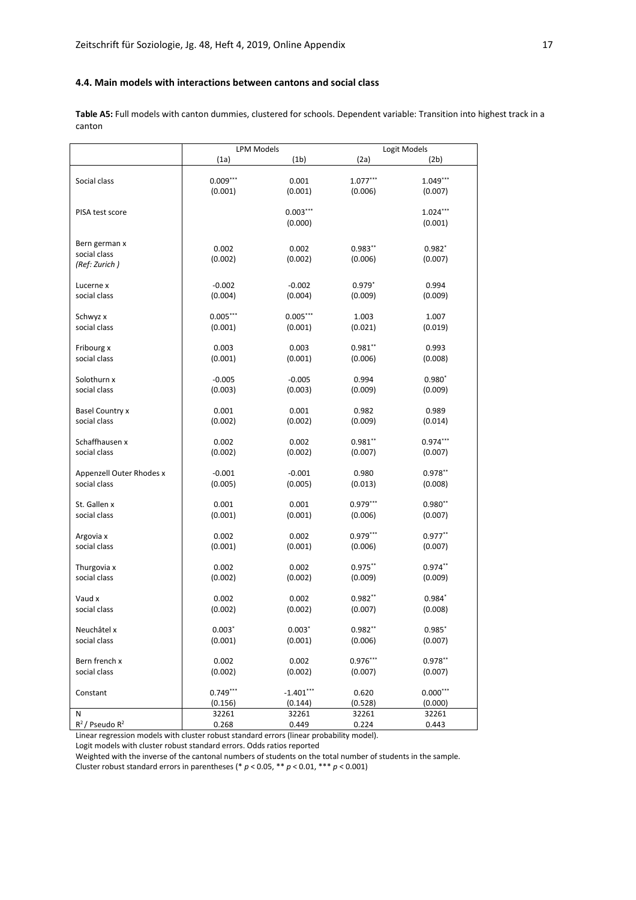### 4.4. Main models with interactions between cantons and social class

**Table A5:** Full models with canton dummies, clustered for schools. Dependent variable: Transition into highest track in a canton

| | LPM Models | | Logit Models | |
|---|---|---|---|---|
| | (1a) | (1b) | (2a) | (2b) |
| Social class | 0.009*** | 0.001 | 1.077*** | 1.049*** |
| | (0.001) | (0.001) | (0.006) | (0.007) |
| PISA test score | | 0.003*** | | 1.024*** |
| | | (0.000) | | (0.001) |
| Bern german x social class *(Ref: Zurich )* | 0.002 | 0.002 | 0.983** | 0.982* |
| | (0.002) | (0.002) | (0.006) | (0.007) |
| Lucerne x social class | -0.002 | -0.002 | 0.979* | 0.994 |
| | (0.004) | (0.004) | (0.009) | (0.009) |
| Schwyz x social class | 0.005*** | 0.005*** | 1.003 | 1.007 |
| | (0.001) | (0.001) | (0.021) | (0.019) |
| Fribourg x social class | 0.003 | 0.003 | 0.981** | 0.993 |
| | (0.001) | (0.001) | (0.006) | (0.008) |
| Solothurn x social class | -0.005 | -0.005 | 0.994 | 0.980* |
| | (0.003) | (0.003) | (0.009) | (0.009) |
| Basel Country x social class | 0.001 | 0.001 | 0.982 | 0.989 |
| | (0.002) | (0.002) | (0.009) | (0.014) |
| Schaffhausen x social class | 0.002 | 0.002 | 0.981** | 0.974*** |
| | (0.002) | (0.002) | (0.007) | (0.007) |
| Appenzell Outer Rhodes x social class | -0.001 | -0.001 | 0.980 | 0.978** |
| | (0.005) | (0.005) | (0.013) | (0.008) |
| St. Gallen x social class | 0.001 | 0.001 | 0.979*** | 0.980** |
| | (0.001) | (0.001) | (0.006) | (0.007) |
| Argovia x social class | 0.002 | 0.002 | 0.979*** | 0.977** |
| | (0.001) | (0.001) | (0.006) | (0.007) |
| Thurgovia x social class | 0.002 | 0.002 | 0.975** | 0.974** |
| | (0.002) | (0.002) | (0.009) | (0.009) |
| Vaud x social class | 0.002 | 0.002 | 0.982** | 0.984* |
| | (0.002) | (0.002) | (0.007) | (0.008) |
| Neuchâtel x social class | 0.003* | 0.003* | 0.982** | 0.985* |
| | (0.001) | (0.001) | (0.006) | (0.007) |
| Bern french x social class | 0.002 | 0.002 | 0.976*** | 0.978** |
| | (0.002) | (0.002) | (0.007) | (0.007) |
| Constant | 0.749*** | -1.401*** | 0.620 | 0.000*** |
| | (0.156) | (0.144) | (0.528) | (0.000) |
| N | 32261 | 32261 | 32261 | 32261 |
| $R^2$ / Pseudo $R^2$ | 0.268 | 0.449 | 0.224 | 0.443 |

Linear regression models with cluster robust standard errors (linear probability model).
Logit models with cluster robust standard errors. Odds ratios reported
Weighted with the inverse of the cantonal numbers of students on the total number of students in the sample.
Cluster robust standard errors in parentheses (* $p < 0.05$, ** $p < 0.01$, *** $p < 0.001$)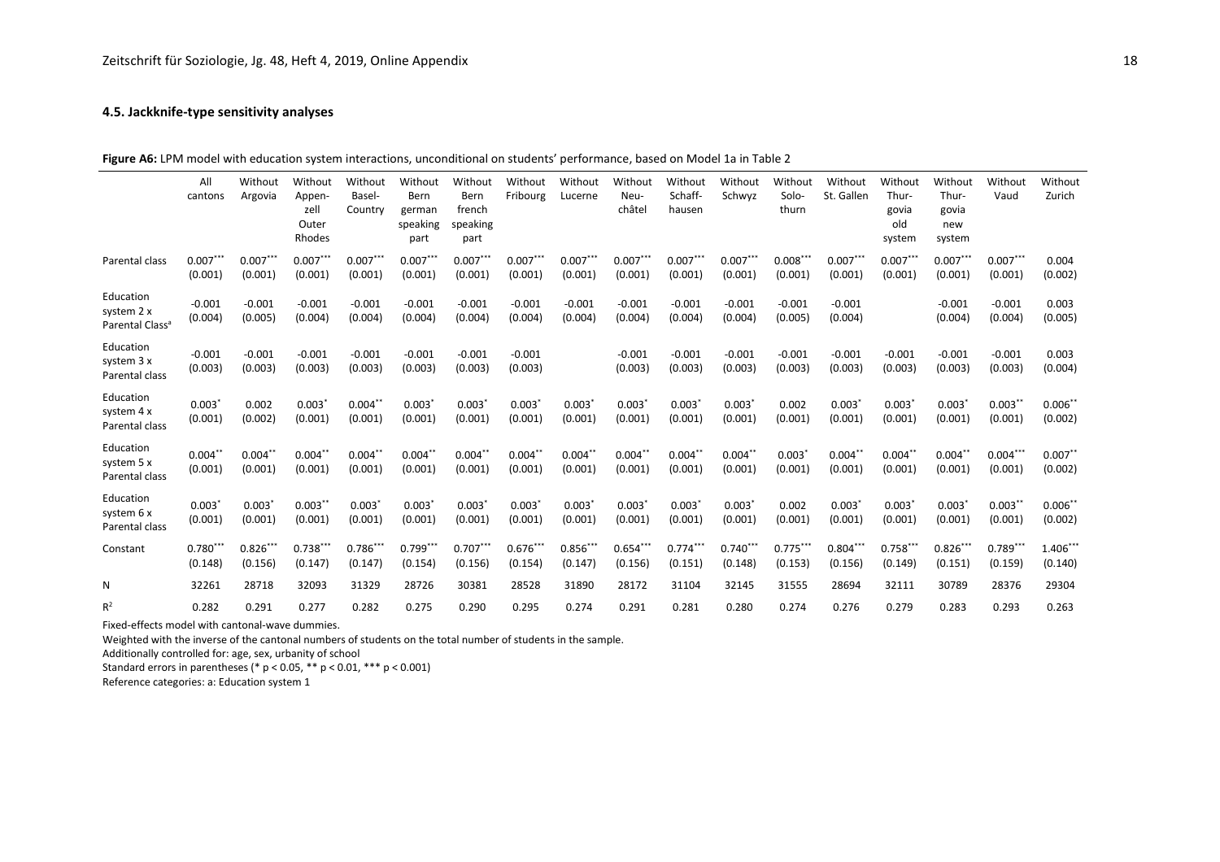### 4.5. Jackknife-type sensitivity analyses

**Figure A6:** LPM model with education system interactions, unconditional on students' performance, based on Model 1a in Table 2

| | All cantons | Without Argovia | Without Appenzell Outer Rhodes | Without Basel-Country | Without Bern german speaking part | Without Bern french speaking part | Without Fribourg | Without Lucerne | Without Neuchâtel | Without Schaffhausen | Without Schwyz | Without Solothurn | Without St. Gallen | Without Thurgovia old system | Without Thurgovia new system | Without Vaud | Without Zurich |
|---|---|---|---|---|---|---|---|---|---|---|---|---|---|---|---|---|---|
| Parental class | 0.007*** | 0.007*** | 0.007*** | 0.007*** | 0.007*** | 0.007*** | 0.007*** | 0.007*** | 0.007*** | 0.007*** | 0.007*** | 0.008*** | 0.007*** | 0.007*** | 0.007*** | 0.007*** | 0.004 |
| | (0.001) | (0.001) | (0.001) | (0.001) | (0.001) | (0.001) | (0.001) | (0.001) | (0.001) | (0.001) | (0.001) | (0.001) | (0.001) | (0.001) | (0.001) | (0.001) | (0.002) |
| Education system 2 x Parental Class[a] | -0.001 | -0.001 | -0.001 | -0.001 | -0.001 | -0.001 | -0.001 | -0.001 | -0.001 | -0.001 | -0.001 | -0.001 | -0.001 | | -0.001 | -0.001 | 0.003 |
| | (0.004) | (0.005) | (0.004) | (0.004) | (0.004) | (0.004) | (0.004) | (0.004) | (0.004) | (0.004) | (0.004) | (0.005) | (0.004) | | (0.004) | (0.004) | (0.005) |
| Education system 3 x Parental class | -0.001 | -0.001 | -0.001 | -0.001 | -0.001 | -0.001 | -0.001 | | -0.001 | -0.001 | -0.001 | -0.001 | -0.001 | -0.001 | -0.001 | -0.001 | 0.003 |
| | (0.003) | (0.003) | (0.003) | (0.003) | (0.003) | (0.003) | (0.003) | | (0.003) | (0.003) | (0.003) | (0.003) | (0.003) | (0.003) | (0.003) | (0.003) | (0.004) |
| Education system 4 x Parental class | 0.003* | 0.002 | 0.003* | 0.004** | 0.003* | 0.003* | 0.003* | 0.003* | 0.003* | 0.003* | 0.003* | 0.002 | 0.003* | 0.003* | 0.003* | 0.003** | 0.006** |
| | (0.001) | (0.002) | (0.001) | (0.001) | (0.001) | (0.001) | (0.001) | (0.001) | (0.001) | (0.001) | (0.001) | (0.001) | (0.001) | (0.001) | (0.001) | (0.001) | (0.002) |
| Education system 5 x Parental class | 0.004** | 0.004** | 0.004** | 0.004** | 0.004** | 0.004** | 0.004** | 0.004** | 0.004** | 0.004** | 0.004** | 0.003* | 0.004** | 0.004** | 0.004** | 0.004*** | 0.007** |
| | (0.001) | (0.001) | (0.001) | (0.001) | (0.001) | (0.001) | (0.001) | (0.001) | (0.001) | (0.001) | (0.001) | (0.001) | (0.001) | (0.001) | (0.001) | (0.001) | (0.002) |
| Education system 6 x Parental class | 0.003* | 0.003* | 0.003** | 0.003* | 0.003* | 0.003* | 0.003* | 0.003* | 0.003* | 0.003* | 0.003* | 0.002 | 0.003* | 0.003* | 0.003* | 0.003** | 0.006** |
| | (0.001) | (0.001) | (0.001) | (0.001) | (0.001) | (0.001) | (0.001) | (0.001) | (0.001) | (0.001) | (0.001) | (0.001) | (0.001) | (0.001) | (0.001) | (0.001) | (0.002) |
| Constant | 0.780*** | 0.826*** | 0.738*** | 0.786*** | 0.799*** | 0.707*** | 0.676*** | 0.856*** | 0.654*** | 0.774*** | 0.740*** | 0.775*** | 0.804*** | 0.758*** | 0.826*** | 0.789*** | 1.406*** |
| | (0.148) | (0.156) | (0.147) | (0.147) | (0.154) | (0.156) | (0.154) | (0.147) | (0.156) | (0.151) | (0.148) | (0.153) | (0.156) | (0.149) | (0.151) | (0.159) | (0.140) |
| N | 32261 | 28718 | 32093 | 31329 | 28726 | 30381 | 28528 | 31890 | 28172 | 31104 | 32145 | 31555 | 28694 | 32111 | 30789 | 28376 | 29304 |
| $R^2$ | 0.282 | 0.291 | 0.277 | 0.282 | 0.275 | 0.290 | 0.295 | 0.274 | 0.291 | 0.281 | 0.280 | 0.274 | 0.276 | 0.279 | 0.283 | 0.293 | 0.263 |

Fixed-effects model with cantonal-wave dummies.

Weighted with the inverse of the cantonal numbers of students on the total number of students in the sample.

Additionally controlled for: age, sex, urbanity of school

Standard errors in parentheses (* $p < 0.05$, ** $p < 0.01$, *** $p < 0.001$)

Reference categories: a: Education system 1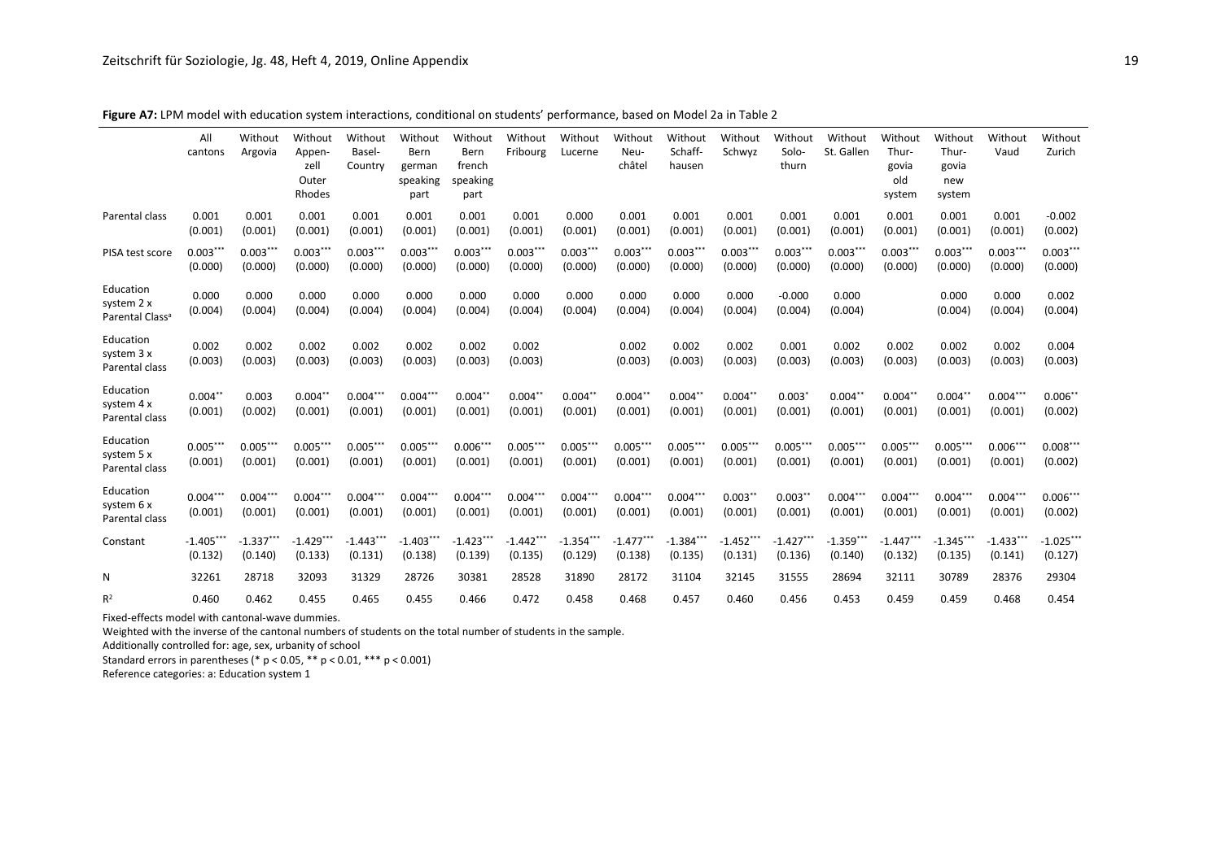**Figure A7:** LPM model with education system interactions, conditional on students' performance, based on Model 2a in Table 2

| | All cantons | Without Argovia | Without Appen-zell Outer Rhodes | Without Basel-Country | Without Bern german speaking part | Without Bern french speaking part | Without Fribourg | Without Lucerne | Without Neu-châtel | Without Schaff-hausen | Without Schwyz | Without Solo-thurn | Without St. Gallen | Without Thur-govia old system | Without Thur-govia new system | Without Vaud | Without Zurich |
|---|---|---|---|---|---|---|---|---|---|---|---|---|---|---|---|---|---|
| Parental class | 0.001 | 0.001 | 0.001 | 0.001 | 0.001 | 0.001 | 0.001 | 0.000 | 0.001 | 0.001 | 0.001 | 0.001 | 0.001 | 0.001 | 0.001 | 0.001 | -0.002 |
| | (0.001) | (0.001) | (0.001) | (0.001) | (0.001) | (0.001) | (0.001) | (0.001) | (0.001) | (0.001) | (0.001) | (0.001) | (0.001) | (0.001) | (0.001) | (0.001) | (0.002) |
| PISA test score | 0.003*** | 0.003*** | 0.003*** | 0.003*** | 0.003*** | 0.003*** | 0.003*** | 0.003*** | 0.003*** | 0.003*** | 0.003*** | 0.003*** | 0.003*** | 0.003*** | 0.003*** | 0.003*** | 0.003*** |
| | (0.000) | (0.000) | (0.000) | (0.000) | (0.000) | (0.000) | (0.000) | (0.000) | (0.000) | (0.000) | (0.000) | (0.000) | (0.000) | (0.000) | (0.000) | (0.000) | (0.000) |
| Education system 2 x Parental Class[a] | 0.000 | 0.000 | 0.000 | 0.000 | 0.000 | 0.000 | 0.000 | 0.000 | 0.000 | 0.000 | 0.000 | -0.000 | 0.000 | | 0.000 | 0.000 | 0.002 |
| | (0.004) | (0.004) | (0.004) | (0.004) | (0.004) | (0.004) | (0.004) | (0.004) | (0.004) | (0.004) | (0.004) | (0.004) | (0.004) | | (0.004) | (0.004) | (0.004) |
| Education system 3 x Parental class | 0.002 | 0.002 | 0.002 | 0.002 | 0.002 | 0.002 | 0.002 | | 0.002 | 0.002 | 0.002 | 0.001 | 0.002 | 0.002 | 0.002 | 0.002 | 0.004 |
| | (0.003) | (0.003) | (0.003) | (0.003) | (0.003) | (0.003) | (0.003) | | (0.003) | (0.003) | (0.003) | (0.003) | (0.003) | (0.003) | (0.003) | (0.003) | (0.003) |
| Education system 4 x Parental class | 0.004** | 0.003 | 0.004** | 0.004*** | 0.004*** | 0.004** | 0.004** | 0.004** | 0.004** | 0.004** | 0.004** | 0.003* | 0.004** | 0.004** | 0.004** | 0.004*** | 0.006** |
| | (0.001) | (0.002) | (0.001) | (0.001) | (0.001) | (0.001) | (0.001) | (0.001) | (0.001) | (0.001) | (0.001) | (0.001) | (0.001) | (0.001) | (0.001) | (0.001) | (0.002) |
| Education system 5 x Parental class | 0.005*** | 0.005*** | 0.005*** | 0.005*** | 0.005*** | 0.006*** | 0.005*** | 0.005*** | 0.005*** | 0.005*** | 0.005*** | 0.005*** | 0.005*** | 0.005*** | 0.005*** | 0.006*** | 0.008*** |
| | (0.001) | (0.001) | (0.001) | (0.001) | (0.001) | (0.001) | (0.001) | (0.001) | (0.001) | (0.001) | (0.001) | (0.001) | (0.001) | (0.001) | (0.001) | (0.001) | (0.002) |
| Education system 6 x Parental class | 0.004*** | 0.004*** | 0.004*** | 0.004*** | 0.004*** | 0.004*** | 0.004*** | 0.004*** | 0.004*** | 0.004*** | 0.003** | 0.003** | 0.004*** | 0.004*** | 0.004*** | 0.004*** | 0.006*** |
| | (0.001) | (0.001) | (0.001) | (0.001) | (0.001) | (0.001) | (0.001) | (0.001) | (0.001) | (0.001) | (0.001) | (0.001) | (0.001) | (0.001) | (0.001) | (0.001) | (0.002) |
| Constant | -1.405*** | -1.337*** | -1.429*** | -1.443*** | -1.403*** | -1.423*** | -1.442*** | -1.354*** | -1.477*** | -1.384*** | -1.452*** | -1.427*** | -1.359*** | -1.447*** | -1.345*** | -1.433*** | -1.025*** |
| | (0.132) | (0.140) | (0.133) | (0.131) | (0.138) | (0.139) | (0.135) | (0.129) | (0.138) | (0.135) | (0.131) | (0.136) | (0.140) | (0.132) | (0.135) | (0.141) | (0.127) |
| N | 32261 | 28718 | 32093 | 31329 | 28726 | 30381 | 28528 | 31890 | 28172 | 31104 | 32145 | 31555 | 28694 | 32111 | 30789 | 28376 | 29304 |
| $R^2$ | 0.460 | 0.462 | 0.455 | 0.465 | 0.455 | 0.466 | 0.472 | 0.458 | 0.468 | 0.457 | 0.460 | 0.456 | 0.453 | 0.459 | 0.459 | 0.468 | 0.454 |

Fixed-effects model with cantonal-wave dummies.

Weighted with the inverse of the cantonal numbers of students on the total number of students in the sample.

Additionally controlled for: age, sex, urbanity of school

Standard errors in parentheses (* $p < 0.05$, ** $p < 0.01$, *** $p < 0.001$)

Reference categories: a: Education system 1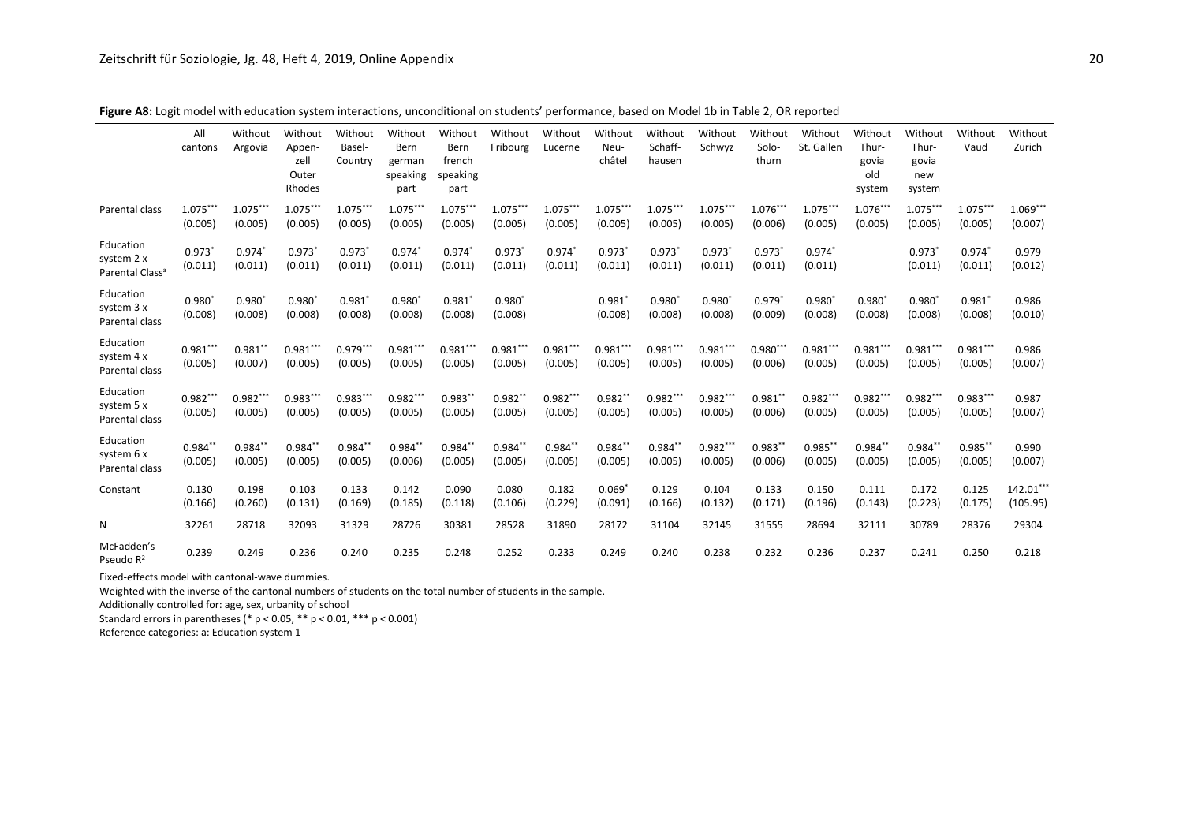**Figure A8:** Logit model with education system interactions, unconditional on students' performance, based on Model 1b in Table 2, OR reported

| | All cantons | Without Argovia | Without Appenzell Outer Rhodes | Without Basel-Country | Without Bern german speaking part | Without Bern french speaking part | Without Fribourg | Without Lucerne | Without Neuchâtel | Without Schaffhausen | Without Schwyz | Without Solothurn | Without St. Gallen | Without Thurgovia old system | Without Thurgovia new system | Without Vaud | Without Zurich |
|---|---|---|---|---|---|---|---|---|---|---|---|---|---|---|---|---|---|
| Parental class | 1.075*** (0.005) | 1.075*** (0.005) | 1.075*** (0.005) | 1.075*** (0.005) | 1.075*** (0.005) | 1.075*** (0.005) | 1.075*** (0.005) | 1.075*** (0.005) | 1.075*** (0.005) | 1.075*** (0.005) | 1.075*** (0.005) | 1.076*** (0.006) | 1.075*** (0.005) | 1.076*** (0.005) | 1.075*** (0.005) | 1.075*** (0.005) | 1.069*** (0.007) |
| Education system 2 x Parental Class[a] | 0.973* (0.011) | 0.974* (0.011) | 0.973* (0.011) | 0.973* (0.011) | 0.974* (0.011) | 0.974* (0.011) | 0.973* (0.011) | 0.974* (0.011) | 0.973* (0.011) | 0.973* (0.011) | 0.973* (0.011) | 0.973* (0.011) | 0.974* (0.011) | | 0.973* (0.011) | 0.974* (0.011) | 0.979 (0.012) |
| Education system 3 x Parental class | 0.980* (0.008) | 0.980* (0.008) | 0.980* (0.008) | 0.981* (0.008) | 0.980* (0.008) | 0.981* (0.008) | 0.980* (0.008) | | 0.981* (0.008) | 0.980* (0.008) | 0.980* (0.008) | 0.979* (0.009) | 0.980* (0.008) | 0.980* (0.008) | 0.980* (0.008) | 0.981* (0.008) | 0.986 (0.010) |
| Education system 4 x Parental class | 0.981*** (0.005) | 0.981** (0.007) | 0.981*** (0.005) | 0.979*** (0.005) | 0.981*** (0.005) | 0.981*** (0.005) | 0.981*** (0.005) | 0.981*** (0.005) | 0.981*** (0.005) | 0.981*** (0.005) | 0.981*** (0.005) | 0.980*** (0.006) | 0.981*** (0.005) | 0.981*** (0.005) | 0.981*** (0.005) | 0.981*** (0.005) | 0.986 (0.007) |
| Education system 5 x Parental class | 0.982*** (0.005) | 0.982*** (0.005) | 0.983*** (0.005) | 0.983*** (0.005) | 0.982*** (0.005) | 0.983** (0.005) | 0.982** (0.005) | 0.982*** (0.005) | 0.982** (0.005) | 0.982*** (0.005) | 0.982*** (0.005) | 0.981** (0.006) | 0.982*** (0.005) | 0.982*** (0.005) | 0.982*** (0.005) | 0.983*** (0.005) | 0.987 (0.007) |
| Education system 6 x Parental class | 0.984** (0.005) | 0.984** (0.005) | 0.984** (0.005) | 0.984** (0.005) | 0.984** (0.006) | 0.984** (0.005) | 0.984** (0.005) | 0.984** (0.005) | 0.984** (0.005) | 0.984** (0.005) | 0.982*** (0.005) | 0.983** (0.006) | 0.985** (0.005) | 0.984** (0.005) | 0.984** (0.005) | 0.985** (0.005) | 0.990 (0.007) |
| Constant | 0.130 (0.166) | 0.198 (0.260) | 0.103 (0.131) | 0.133 (0.169) | 0.142 (0.185) | 0.090 (0.118) | 0.080 (0.106) | 0.182 (0.229) | 0.069* (0.091) | 0.129 (0.166) | 0.104 (0.132) | 0.133 (0.171) | 0.150 (0.196) | 0.111 (0.143) | 0.172 (0.223) | 0.125 (0.175) | 142.01*** (105.95) |
| N | 32261 | 28718 | 32093 | 31329 | 28726 | 30381 | 28528 | 31890 | 28172 | 31104 | 32145 | 31555 | 28694 | 32111 | 30789 | 28376 | 29304 |
| McFadden's Pseudo $R^2$ | 0.239 | 0.249 | 0.236 | 0.240 | 0.235 | 0.248 | 0.252 | 0.233 | 0.249 | 0.240 | 0.238 | 0.232 | 0.236 | 0.237 | 0.241 | 0.250 | 0.218 |

Fixed-effects model with cantonal-wave dummies.

Weighted with the inverse of the cantonal numbers of students on the total number of students in the sample.

Additionally controlled for: age, sex, urbanity of school

Standard errors in parentheses (* $p < 0.05$, ** $p < 0.01$, *** $p < 0.001$)

Reference categories: a: Education system 1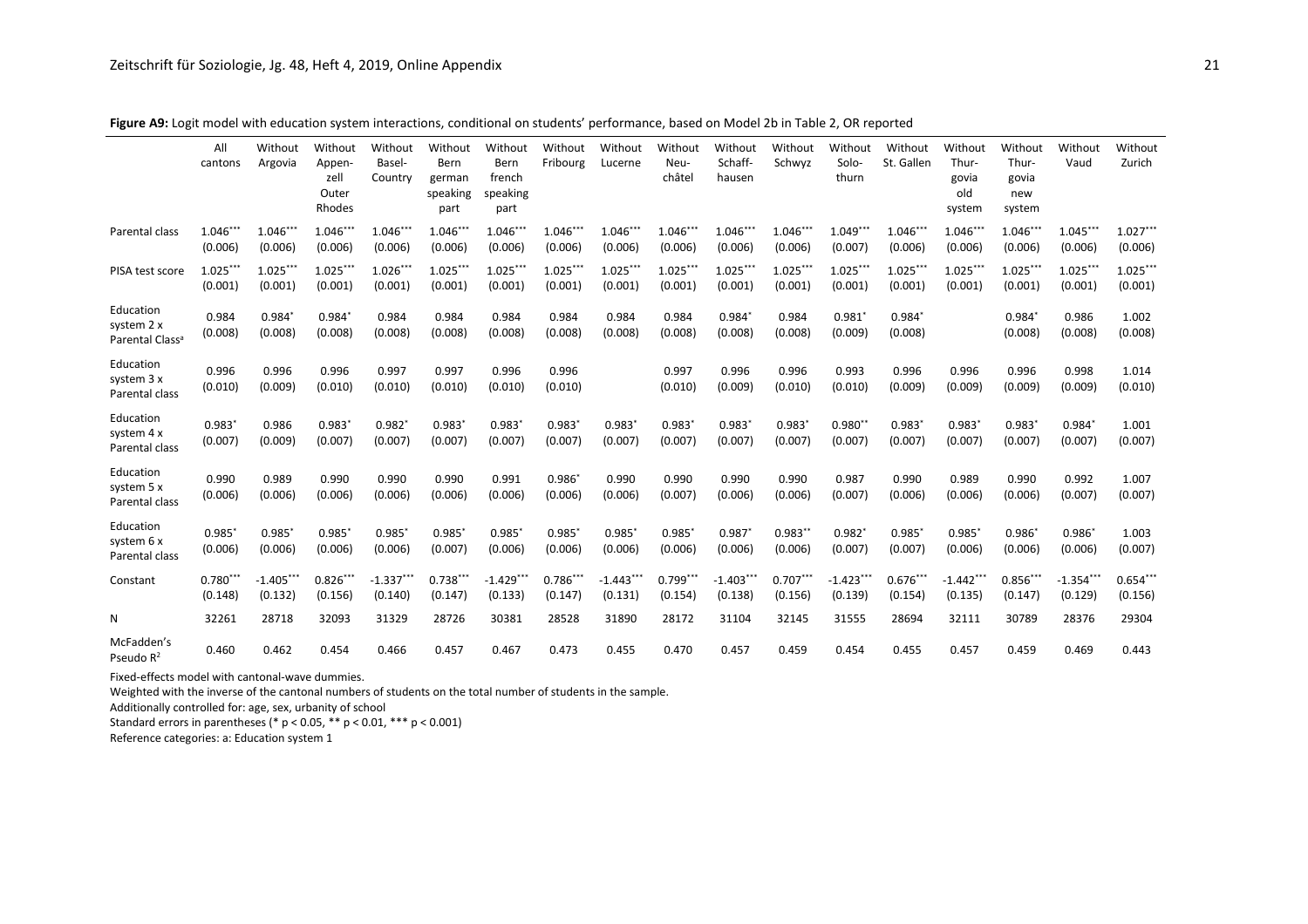**Figure A9:** Logit model with education system interactions, conditional on students' performance, based on Model 2b in Table 2, OR reported

| | All cantons | Without Argovia | Without Appenzell Outer Rhodes | Without Basel-Country | Without Bern german speaking part | Without Bern french speaking part | Without Fribourg | Without Lucerne | Without Neuchâtel | Without Schaffhausen | Without Schwyz | Without Solothurn | Without St. Gallen | Without Thurgovia old system | Without Thurgovia new system | Without Vaud | Without Zurich |
|---|---|---|---|---|---|---|---|---|---|---|---|---|---|---|---|---|---|
| Parental class | 1.046*** (0.006) | 1.046*** (0.006) | 1.046*** (0.006) | 1.046*** (0.006) | 1.046*** (0.006) | 1.046*** (0.006) | 1.046*** (0.006) | 1.046*** (0.006) | 1.046*** (0.006) | 1.046*** (0.006) | 1.046*** (0.006) | 1.049*** (0.007) | 1.046*** (0.006) | 1.046*** (0.006) | 1.046*** (0.006) | 1.045*** (0.006) | 1.027*** (0.006) |
| PISA test score | 1.025*** (0.001) | 1.025*** (0.001) | 1.025*** (0.001) | 1.026*** (0.001) | 1.025*** (0.001) | 1.025*** (0.001) | 1.025*** (0.001) | 1.025*** (0.001) | 1.025*** (0.001) | 1.025*** (0.001) | 1.025*** (0.001) | 1.025*** (0.001) | 1.025*** (0.001) | 1.025*** (0.001) | 1.025*** (0.001) | 1.025*** (0.001) | 1.025*** (0.001) |
| Education system 2 x Parental Class[a] | 0.984 (0.008) | 0.984* (0.008) | 0.984* (0.008) | 0.984 (0.008) | 0.984 (0.008) | 0.984 (0.008) | 0.984 (0.008) | 0.984 (0.008) | 0.984 (0.008) | 0.984* (0.008) | 0.984 (0.008) | 0.981* (0.009) | 0.984* (0.008) | | 0.984* (0.008) | 0.986 (0.008) | 1.002 (0.008) |
| Education system 3 x Parental class | 0.996 (0.010) | 0.996 (0.009) | 0.996 (0.010) | 0.997 (0.010) | 0.997 (0.010) | 0.996 (0.010) | 0.996 (0.010) | | 0.997 (0.010) | 0.996 (0.009) | 0.996 (0.010) | 0.993 (0.010) | 0.996 (0.009) | 0.996 (0.009) | 0.996 (0.009) | 0.998 (0.009) | 1.014 (0.010) |
| Education system 4 x Parental class | 0.983* (0.007) | 0.986 (0.009) | 0.983* (0.007) | 0.982* (0.007) | 0.983* (0.007) | 0.983* (0.007) | 0.983* (0.007) | 0.983* (0.007) | 0.983* (0.007) | 0.983* (0.007) | 0.983* (0.007) | 0.980** (0.007) | 0.983* (0.007) | 0.983* (0.007) | 0.983* (0.007) | 0.984* (0.007) | 1.001 (0.007) |
| Education system 5 x Parental class | 0.990 (0.006) | 0.989 (0.006) | 0.990 (0.006) | 0.990 (0.006) | 0.990 (0.006) | 0.991 (0.006) | 0.986* (0.006) | 0.990 (0.006) | 0.990 (0.007) | 0.990 (0.006) | 0.990 (0.006) | 0.987 (0.007) | 0.990 (0.006) | 0.989 (0.006) | 0.990 (0.006) | 0.992 (0.007) | 1.007 (0.007) |
| Education system 6 x Parental class | 0.985* (0.006) | 0.985* (0.006) | 0.985* (0.006) | 0.985* (0.006) | 0.985* (0.007) | 0.985* (0.006) | 0.985* (0.006) | 0.985* (0.006) | 0.985* (0.006) | 0.987* (0.006) | 0.983** (0.006) | 0.982* (0.007) | 0.985* (0.007) | 0.985* (0.006) | 0.986* (0.006) | 0.986* (0.006) | 1.003 (0.007) |
| Constant | 0.780*** (0.148) | -1.405*** (0.132) | 0.826*** (0.156) | -1.337*** (0.140) | 0.738*** (0.147) | -1.429*** (0.133) | 0.786*** (0.147) | -1.443*** (0.131) | 0.799*** (0.154) | -1.403*** (0.138) | 0.707*** (0.156) | -1.423*** (0.139) | 0.676*** (0.154) | -1.442*** (0.135) | 0.856*** (0.147) | -1.354*** (0.129) | 0.654*** (0.156) |
| N | 32261 | 28718 | 32093 | 31329 | 28726 | 30381 | 28528 | 31890 | 28172 | 31104 | 32145 | 31555 | 28694 | 32111 | 30789 | 28376 | 29304 |
| McFadden's Pseudo $R^2$ | 0.460 | 0.462 | 0.454 | 0.466 | 0.457 | 0.467 | 0.473 | 0.455 | 0.470 | 0.457 | 0.459 | 0.454 | 0.455 | 0.457 | 0.459 | 0.469 | 0.443 |

Fixed-effects model with cantonal-wave dummies.

Weighted with the inverse of the cantonal numbers of students on the total number of students in the sample.

Additionally controlled for: age, sex, urbanity of school

Standard errors in parentheses (* $p < 0.05$, ** $p < 0.01$, *** $p < 0.001$)

Reference categories: a: Education system 1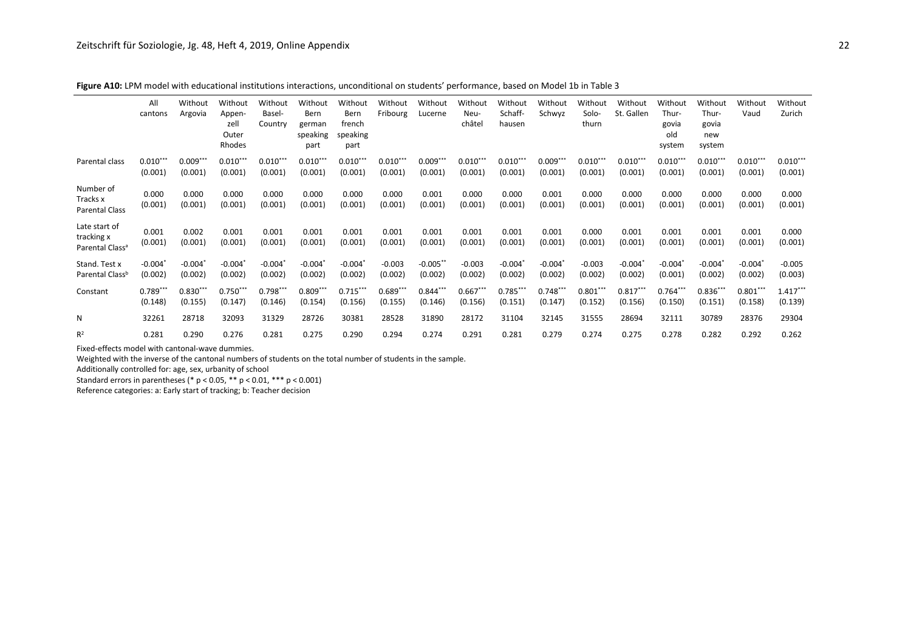**Figure A10:** LPM model with educational institutions interactions, unconditional on students' performance, based on Model 1b in Table 3

| | All cantons | Without Argovia | Without Appen-zell Outer Rhodes | Without Basel-Country | Without Bern german speaking part | Without Bern french speaking part | Without Fribourg | Without Lucerne | Without Neu-châtel | Without Schaff-hausen | Without Schwyz | Without Solo-thurn | Without St. Gallen | Without Thur-govia old system | Without Thur-govia new system | Without Vaud | Without Zurich |
|---|---|---|---|---|---|---|---|---|---|---|---|---|---|---|---|---|---|
| Parental class | 0.010*** (0.001) | 0.009*** (0.001) | 0.010*** (0.001) | 0.010*** (0.001) | 0.010*** (0.001) | 0.010*** (0.001) | 0.010*** (0.001) | 0.009*** (0.001) | 0.010*** (0.001) | 0.010*** (0.001) | 0.009*** (0.001) | 0.010*** (0.001) | 0.010*** (0.001) | 0.010*** (0.001) | 0.010*** (0.001) | 0.010*** (0.001) | 0.010*** (0.001) |
| Number of Tracks x Parental Class | 0.000 (0.001) | 0.000 (0.001) | 0.000 (0.001) | 0.000 (0.001) | 0.000 (0.001) | 0.000 (0.001) | 0.000 (0.001) | 0.001 (0.001) | 0.000 (0.001) | 0.000 (0.001) | 0.001 (0.001) | 0.000 (0.001) | 0.000 (0.001) | 0.000 (0.001) | 0.000 (0.001) | 0.000 (0.001) | 0.000 (0.001) |
| Late start of tracking x Parental Class[a] | 0.001 (0.001) | 0.002 (0.001) | 0.001 (0.001) | 0.001 (0.001) | 0.001 (0.001) | 0.001 (0.001) | 0.001 (0.001) | 0.001 (0.001) | 0.001 (0.001) | 0.001 (0.001) | 0.001 (0.001) | 0.000 (0.001) | 0.001 (0.001) | 0.001 (0.001) | 0.001 (0.001) | 0.001 (0.001) | 0.000 (0.001) |
| Stand. Test x Parental Class[b] | -0.004* (0.002) | -0.004* (0.002) | -0.004* (0.002) | -0.004* (0.002) | -0.004* (0.002) | -0.004* (0.002) | -0.003 (0.002) | -0.005** (0.002) | -0.003 (0.002) | -0.004* (0.002) | -0.004* (0.002) | -0.003 (0.002) | -0.004* (0.002) | -0.004* (0.001) | -0.004* (0.002) | -0.004* (0.002) | -0.005 (0.003) |
| Constant | 0.789*** (0.148) | 0.830*** (0.155) | 0.750*** (0.147) | 0.798*** (0.146) | 0.809*** (0.154) | 0.715*** (0.156) | 0.689*** (0.155) | 0.844*** (0.146) | 0.667*** (0.156) | 0.785*** (0.151) | 0.748*** (0.147) | 0.801*** (0.152) | 0.817*** (0.156) | 0.764*** (0.150) | 0.836*** (0.151) | 0.801*** (0.158) | 1.417*** (0.139) |
| N | 32261 | 28718 | 32093 | 31329 | 28726 | 30381 | 28528 | 31890 | 28172 | 31104 | 32145 | 31555 | 28694 | 32111 | 30789 | 28376 | 29304 |
| $R^2$ | 0.281 | 0.290 | 0.276 | 0.281 | 0.275 | 0.290 | 0.294 | 0.274 | 0.291 | 0.281 | 0.279 | 0.274 | 0.275 | 0.278 | 0.282 | 0.292 | 0.262 |

Fixed-effects model with cantonal-wave dummies.

Weighted with the inverse of the cantonal numbers of students on the total number of students in the sample.

Additionally controlled for: age, sex, urbanity of school

Standard errors in parentheses (* $p < 0.05$, ** $p < 0.01$, *** $p < 0.001$)

Reference categories: a: Early start of tracking; b: Teacher decision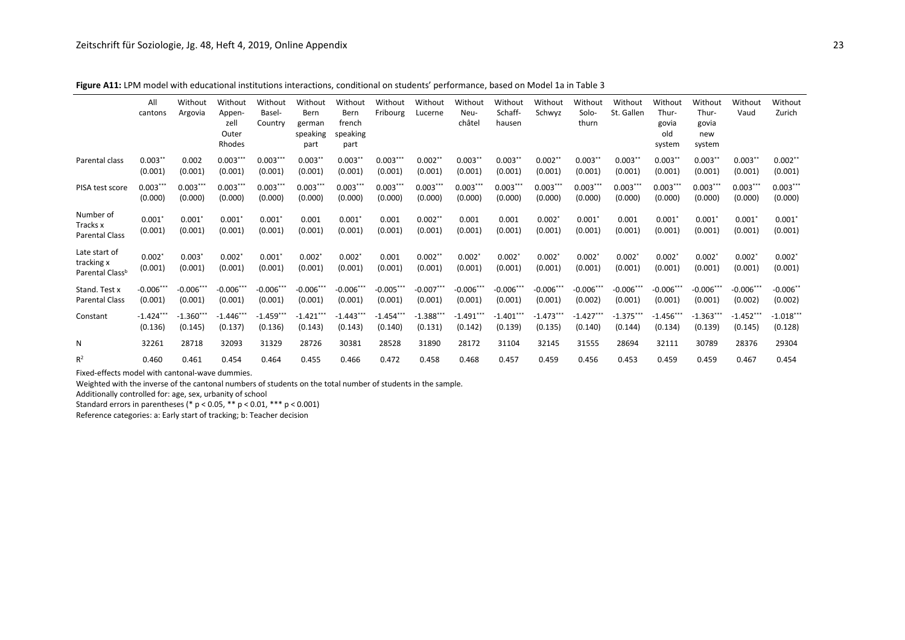**Figure A11:** LPM model with educational institutions interactions, conditional on students' performance, based on Model 1a in Table 3

| | All cantons | Without Argovia | Without Appen-zell Outer Rhodes | Without Basel-Country | Without Bern german speaking part | Without Bern french speaking part | Without Fribourg | Without Lucerne | Without Neu-châtel | Without Schaff-hausen | Without Schwyz | Without Solo-thurn | Without St. Gallen | Without Thur-govia old system | Without Thur-govia new system | Without Vaud | Without Zurich |
|---|---|---|---|---|---|---|---|---|---|---|---|---|---|---|---|---|---|
| Parental class | 0.003** (0.001) | 0.002 (0.001) | 0.003*** (0.001) | 0.003*** (0.001) | 0.003** (0.001) | 0.003** (0.001) | 0.003*** (0.001) | 0.002** (0.001) | 0.003** (0.001) | 0.003** (0.001) | 0.002** (0.001) | 0.003** (0.001) | 0.003** (0.001) | 0.003** (0.001) | 0.003** (0.001) | 0.003** (0.001) | 0.002** (0.001) |
| PISA test score | 0.003*** (0.000) | 0.003*** (0.000) | 0.003*** (0.000) | 0.003*** (0.000) | 0.003*** (0.000) | 0.003*** (0.000) | 0.003*** (0.000) | 0.003*** (0.000) | 0.003*** (0.000) | 0.003*** (0.000) | 0.003*** (0.000) | 0.003*** (0.000) | 0.003*** (0.000) | 0.003*** (0.000) | 0.003*** (0.000) | 0.003*** (0.000) | 0.003*** (0.000) |
| Number of Tracks x Parental Class | 0.001* (0.001) | 0.001* (0.001) | 0.001* (0.001) | 0.001* (0.001) | 0.001 (0.001) | 0.001* (0.001) | 0.001 (0.001) | 0.002** (0.001) | 0.001 (0.001) | 0.001 (0.001) | 0.002* (0.001) | 0.001* (0.001) | 0.001 (0.001) | 0.001* (0.001) | 0.001* (0.001) | 0.001* (0.001) | 0.001* (0.001) |
| Late start of tracking x Parental Class[b] | 0.002* (0.001) | 0.003* (0.001) | 0.002* (0.001) | 0.001* (0.001) | 0.002* (0.001) | 0.002* (0.001) | 0.001 (0.001) | 0.002** (0.001) | 0.002* (0.001) | 0.002* (0.001) | 0.002* (0.001) | 0.002* (0.001) | 0.002* (0.001) | 0.002* (0.001) | 0.002* (0.001) | 0.002* (0.001) | 0.002* (0.001) |
| Stand. Test x Parental Class | -0.006*** (0.001) | -0.006*** (0.001) | -0.006*** (0.001) | -0.006*** (0.001) | -0.006*** (0.001) | -0.006*** (0.001) | -0.005*** (0.001) | -0.007*** (0.001) | -0.006*** (0.001) | -0.006*** (0.001) | -0.006*** (0.001) | -0.006*** (0.002) | -0.006*** (0.001) | -0.006*** (0.001) | -0.006*** (0.001) | -0.006*** (0.002) | -0.006** (0.002) |
| Constant | -1.424*** (0.136) | -1.360*** (0.145) | -1.446*** (0.137) | -1.459*** (0.136) | -1.421*** (0.143) | -1.443*** (0.143) | -1.454*** (0.140) | -1.388*** (0.131) | -1.491*** (0.142) | -1.401*** (0.139) | -1.473*** (0.135) | -1.427*** (0.140) | -1.375*** (0.144) | -1.456*** (0.134) | -1.363*** (0.139) | -1.452*** (0.145) | -1.018*** (0.128) |
| N | 32261 | 28718 | 32093 | 31329 | 28726 | 30381 | 28528 | 31890 | 28172 | 31104 | 32145 | 31555 | 28694 | 32111 | 30789 | 28376 | 29304 |
| $R^2$ | 0.460 | 0.461 | 0.454 | 0.464 | 0.455 | 0.466 | 0.472 | 0.458 | 0.468 | 0.457 | 0.459 | 0.456 | 0.453 | 0.459 | 0.459 | 0.467 | 0.454 |

Fixed-effects model with cantonal-wave dummies.

Weighted with the inverse of the cantonal numbers of students on the total number of students in the sample.

Additionally controlled for: age, sex, urbanity of school

Standard errors in parentheses (* $p < 0.05$, ** $p < 0.01$, *** $p < 0.001$)

Reference categories: a: Early start of tracking; b: Teacher decision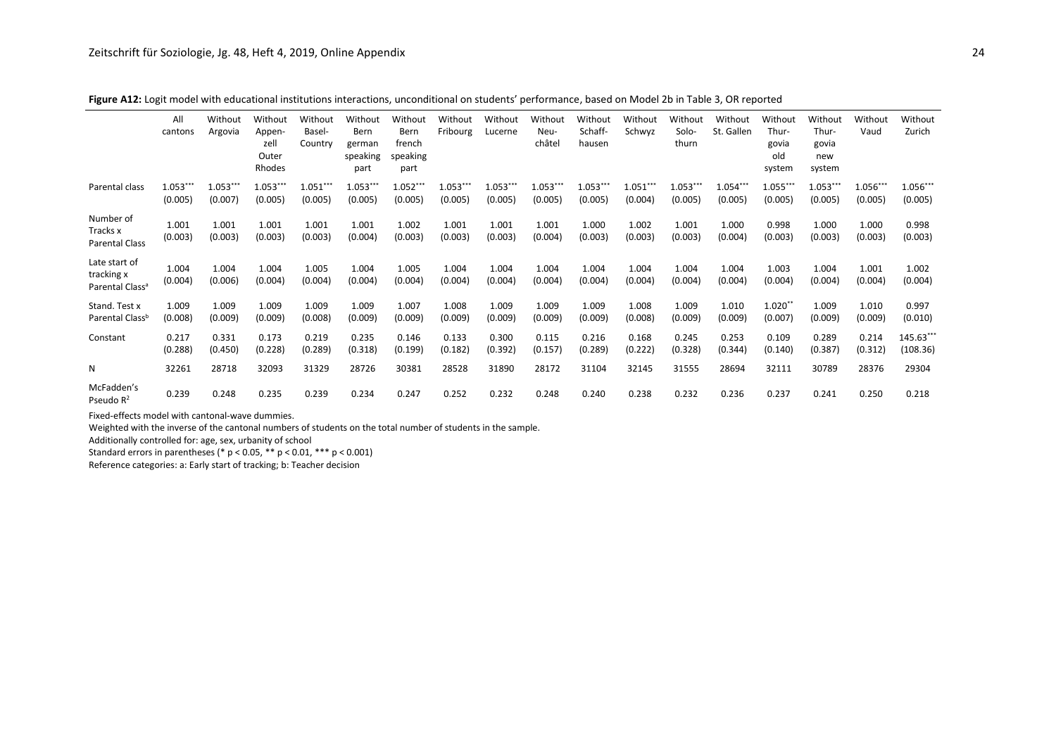**Figure A12:** Logit model with educational institutions interactions, unconditional on students' performance, based on Model 2b in Table 3, OR reported

| | All cantons | Without Argovia | Without Appenzell Outer Rhodes | Without Basel-Country | Without Bern german speaking part | Without Bern french speaking part | Without Fribourg | Without Lucerne | Without Neuchâtel | Without Schaffhausen | Without Schwyz | Without Solothurn | Without St. Gallen | Without Thurgovia old system | Without Thurgovia new system | Without Vaud | Without Zurich |
|---|---|---|---|---|---|---|---|---|---|---|---|---|---|---|---|---|---|
| Parental class | 1.053*** (0.005) | 1.053*** (0.007) | 1.053*** (0.005) | 1.051*** (0.005) | 1.053*** (0.005) | 1.052*** (0.005) | 1.053*** (0.005) | 1.053*** (0.005) | 1.053*** (0.005) | 1.053*** (0.005) | 1.051*** (0.004) | 1.053*** (0.005) | 1.054*** (0.005) | 1.055*** (0.005) | 1.053*** (0.005) | 1.056*** (0.005) | 1.056*** (0.005) |
| Number of Tracks x Parental Class | 1.001 (0.003) | 1.001 (0.003) | 1.001 (0.003) | 1.001 (0.003) | 1.001 (0.004) | 1.002 (0.003) | 1.001 (0.003) | 1.001 (0.003) | 1.001 (0.004) | 1.000 (0.003) | 1.002 (0.003) | 1.001 (0.003) | 1.000 (0.004) | 0.998 (0.003) | 1.000 (0.003) | 1.000 (0.003) | 0.998 (0.003) |
| Late start of tracking x Parental Class[a] | 1.004 (0.004) | 1.004 (0.006) | 1.004 (0.004) | 1.005 (0.004) | 1.004 (0.004) | 1.005 (0.004) | 1.004 (0.004) | 1.004 (0.004) | 1.004 (0.004) | 1.004 (0.004) | 1.004 (0.004) | 1.004 (0.004) | 1.004 (0.004) | 1.003 (0.004) | 1.004 (0.004) | 1.001 (0.004) | 1.002 (0.004) |
| Stand. Test x Parental Class[b] | 1.009 (0.008) | 1.009 (0.009) | 1.009 (0.009) | 1.009 (0.008) | 1.009 (0.009) | 1.007 (0.009) | 1.008 (0.009) | 1.009 (0.009) | 1.009 (0.009) | 1.009 (0.009) | 1.008 (0.008) | 1.009 (0.009) | 1.010 (0.009) | 1.020** (0.007) | 1.009 (0.009) | 1.010 (0.009) | 0.997 (0.010) |
| Constant | 0.217 (0.288) | 0.331 (0.450) | 0.173 (0.228) | 0.219 (0.289) | 0.235 (0.318) | 0.146 (0.199) | 0.133 (0.182) | 0.300 (0.392) | 0.115 (0.157) | 0.216 (0.289) | 0.168 (0.222) | 0.245 (0.328) | 0.253 (0.344) | 0.109 (0.140) | 0.289 (0.387) | 0.214 (0.312) | 145.63*** (108.36) |
| N | 32261 | 28718 | 32093 | 31329 | 28726 | 30381 | 28528 | 31890 | 28172 | 31104 | 32145 | 31555 | 28694 | 32111 | 30789 | 28376 | 29304 |
| McFadden's Pseudo $R^2$ | 0.239 | 0.248 | 0.235 | 0.239 | 0.234 | 0.247 | 0.252 | 0.232 | 0.248 | 0.240 | 0.238 | 0.232 | 0.236 | 0.237 | 0.241 | 0.250 | 0.218 |

Fixed-effects model with cantonal-wave dummies.
Weighted with the inverse of the cantonal numbers of students on the total number of students in the sample.
Additionally controlled for: age, sex, urbanity of school
Standard errors in parentheses (* $p < 0.05$, ** $p < 0.01$, *** $p < 0.001$)
Reference categories: a: Early start of tracking; b: Teacher decision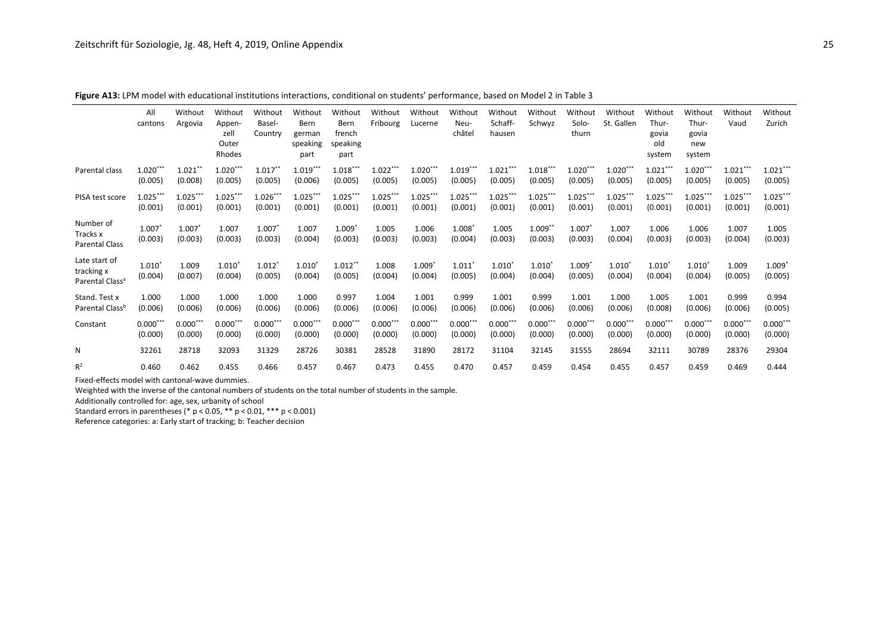**Figure A13:** LPM model with educational institutions interactions, conditional on students' performance, based on Model 2 in Table 3

| | All cantons | Without Argovia | Without Appenzell Outer Rhodes | Without Basel-Country | Without Bern german speaking part | Without Bern french speaking part | Without Fribourg | Without Lucerne | Without Neuchâtel | Without Schaffhausen | Without Schwyz | Without Solothurn | Without St. Gallen | Without Thurgovia old system | Without Thurgovia new system | Without Vaud | Without Zurich |
|---|---|---|---|---|---|---|---|---|---|---|---|---|---|---|---|---|---|
| Parental class | 1.020*** | 1.021** | 1.020*** | 1.017** | 1.019*** | 1.018*** | 1.022*** | 1.020*** | 1.019*** | 1.021*** | 1.018*** | 1.020*** | 1.020*** | 1.021*** | 1.020*** | 1.021*** | 1.021*** |
| | (0.005) | (0.008) | (0.005) | (0.005) | (0.006) | (0.005) | (0.005) | (0.005) | (0.005) | (0.005) | (0.005) | (0.005) | (0.005) | (0.005) | (0.005) | (0.005) | (0.005) |
| PISA test score | 1.025*** | 1.025*** | 1.025*** | 1.026*** | 1.025*** | 1.025*** | 1.025*** | 1.025*** | 1.025*** | 1.025*** | 1.025*** | 1.025*** | 1.025*** | 1.025*** | 1.025*** | 1.025*** | 1.025*** |
| | (0.001) | (0.001) | (0.001) | (0.001) | (0.001) | (0.001) | (0.001) | (0.001) | (0.001) | (0.001) | (0.001) | (0.001) | (0.001) | (0.001) | (0.001) | (0.001) | (0.001) |
| Number of Tracks x Parental Class | 1.007* | 1.007* | 1.007 | 1.007* | 1.007 | 1.009* | 1.005 | 1.006 | 1.008* | 1.005 | 1.009** | 1.007* | 1.007 | 1.006 | 1.006 | 1.007 | 1.005 |
| | (0.003) | (0.003) | (0.003) | (0.003) | (0.004) | (0.003) | (0.003) | (0.003) | (0.004) | (0.003) | (0.003) | (0.003) | (0.004) | (0.003) | (0.003) | (0.004) | (0.003) |
| Late start of tracking x Parental Class[a] | 1.010* | 1.009 | 1.010* | 1.012* | 1.010* | 1.012** | 1.008 | 1.009* | 1.011* | 1.010* | 1.010* | 1.009* | 1.010* | 1.010* | 1.010* | 1.009 | 1.009* |
| | (0.004) | (0.007) | (0.004) | (0.005) | (0.004) | (0.005) | (0.004) | (0.004) | (0.005) | (0.004) | (0.004) | (0.005) | (0.004) | (0.004) | (0.004) | (0.005) | (0.005) |
| Stand. Test x Parental Class[b] | 1.000 | 1.000 | 1.000 | 1.000 | 1.000 | 0.997 | 1.004 | 1.001 | 0.999 | 1.001 | 0.999 | 1.001 | 1.000 | 1.005 | 1.001 | 0.999 | 0.994 |
| | (0.006) | (0.006) | (0.006) | (0.006) | (0.006) | (0.006) | (0.006) | (0.006) | (0.006) | (0.006) | (0.006) | (0.006) | (0.006) | (0.008) | (0.006) | (0.006) | (0.005) |
| Constant | 0.000*** | 0.000*** | 0.000*** | 0.000*** | 0.000*** | 0.000*** | 0.000*** | 0.000*** | 0.000*** | 0.000*** | 0.000*** | 0.000*** | 0.000*** | 0.000*** | 0.000*** | 0.000*** | 0.000*** |
| | (0.000) | (0.000) | (0.000) | (0.000) | (0.000) | (0.000) | (0.000) | (0.000) | (0.000) | (0.000) | (0.000) | (0.000) | (0.000) | (0.000) | (0.000) | (0.000) | (0.000) |
| N | 32261 | 28718 | 32093 | 31329 | 28726 | 30381 | 28528 | 31890 | 28172 | 31104 | 32145 | 31555 | 28694 | 32111 | 30789 | 28376 | 29304 |
| $R^2$ | 0.460 | 0.462 | 0.455 | 0.466 | 0.457 | 0.467 | 0.473 | 0.455 | 0.470 | 0.457 | 0.459 | 0.454 | 0.455 | 0.457 | 0.459 | 0.469 | 0.444 |

Fixed-effects model with cantonal-wave dummies.

Weighted with the inverse of the cantonal numbers of students on the total number of students in the sample.

Additionally controlled for: age, sex, urbanity of school

Standard errors in parentheses (* $p < 0.05$, ** $p < 0.01$, *** $p < 0.001$)

Reference categories: a: Early start of tracking; b: Teacher decision